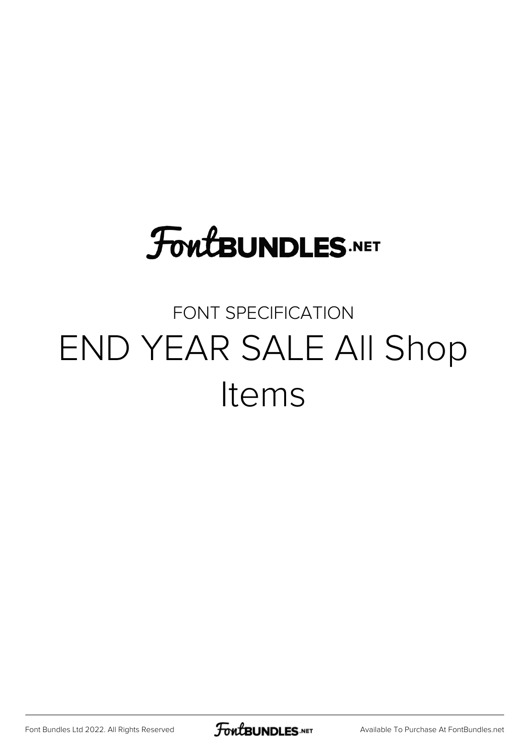FontBUNDLES.NET

FONT SPECIFICATION

# END YEAR SALE All Shop Items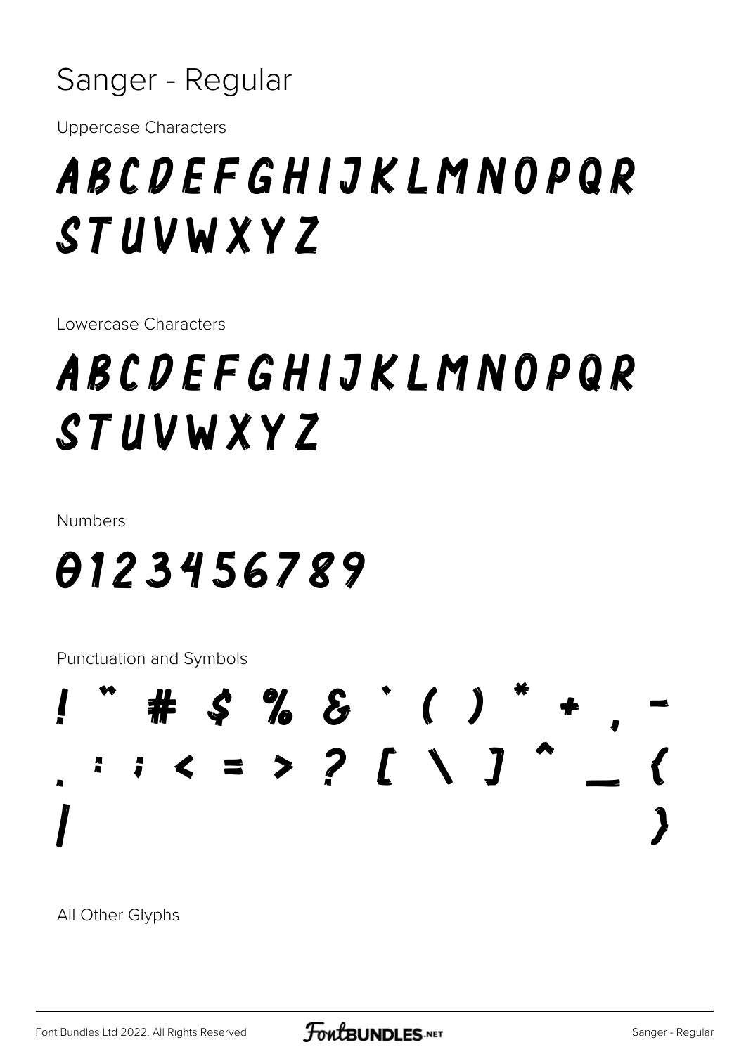# Sanger - Regular

Uppercase Characters

ABCDEFGHIJKLMNOPQR STUVWXYZ

Lowercase Characters

ABCDEFGHIJKLMNOPQR STUVWXYZ

Numbers

0123456789

Punctuation and Symbols

! " # $ % & ' ( ) * + , - . : ; < = > ? [ \ ] ^ _ { | }

All Other Glyphs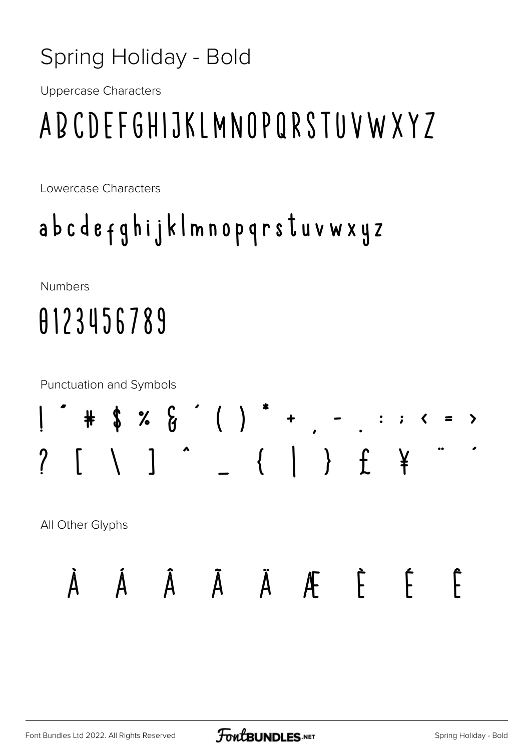# Spring Holiday - Bold

Uppercase Characters

ABCDEFGHIJKLMNOPQRSTUVWXYZ

Lowercase Characters

abcdefghijklmnopqrstuvwxyz

Numbers

0123456789

Punctuation and Symbols

! " # $ % & ' ( ) * + , - . : ; < = >

? [ \ ] ^ _ { | } £ ¥ ¨ ´

All Other Glyphs

À Á Â Ã Ä Æ È É Ê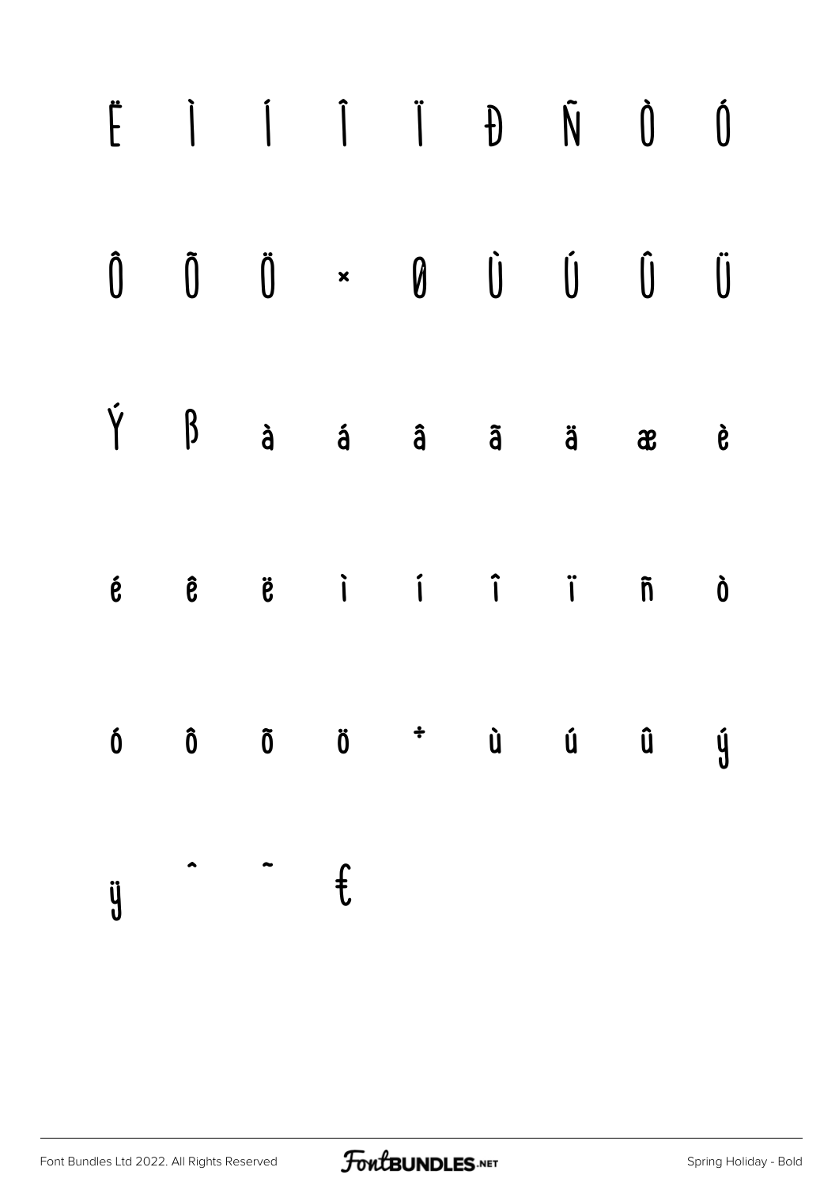Ë Ì Í Î Ï Ð Ñ Ò Ó

Ô Õ Ö × Ø Ù Ú Û Ü

Ý ß à á â ã ä æ è

é ê ë ì í î ï ñ ò

ó ô õ ö ÷ ù ú û ý

ÿ ˆ ˜ €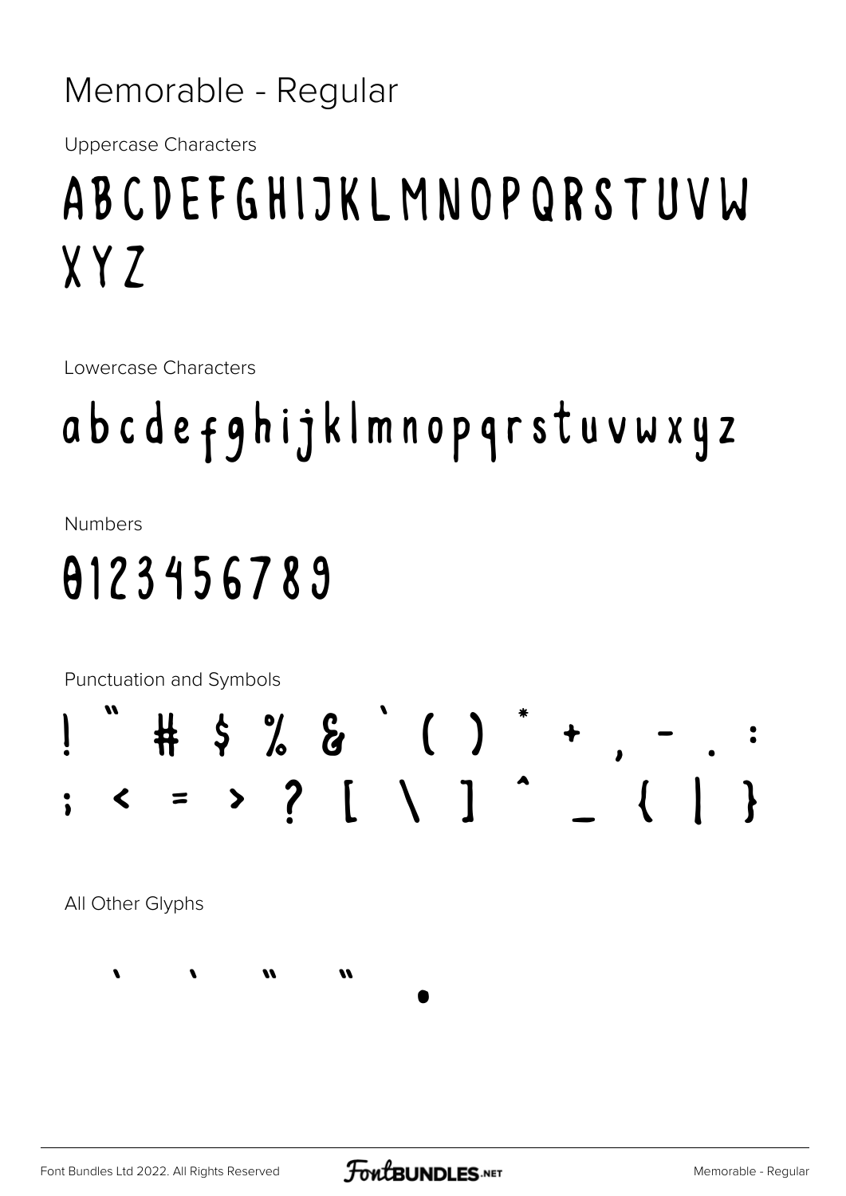# Memorable - Regular

Uppercase Characters

ABCDEFGHIJKLMNOPQRSTUVW XYZ

Lowercase Characters

abcdefghijklmnopqrstuvwxyz

Numbers

0123456789

Punctuation and Symbols

! " # $ % & ' ( ) * + , - . : ; < = > ? [ \ ] ^ _ { | }

All Other Glyphs

' ' " " •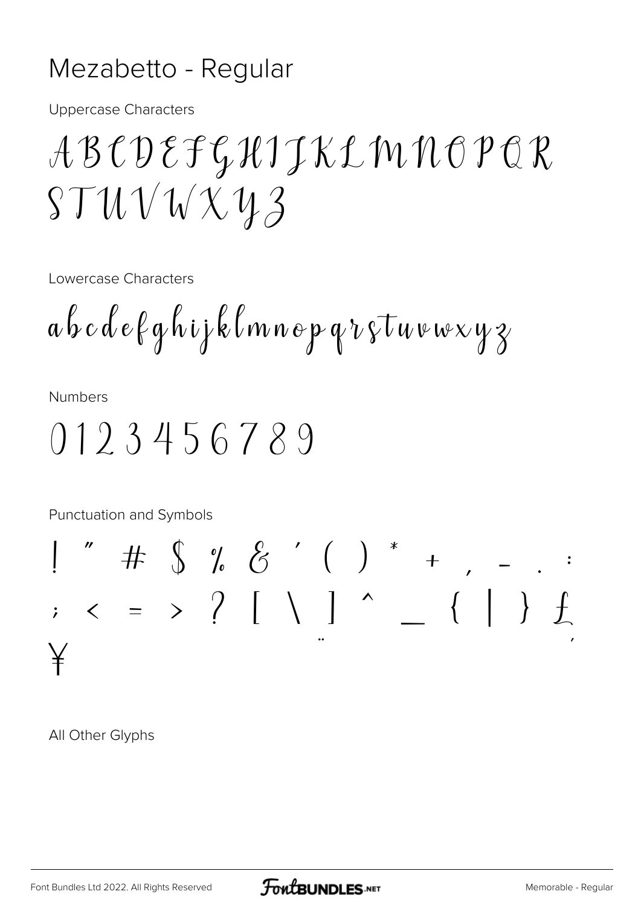# Mezabetto - Regular

Uppercase Characters

A B C D E F G H I J K L M N O P Q R S T U V W X Y Z

Lowercase Characters

a b c d e f g h i j k l m n o p q r s t u v w x y z

Numbers

0 1 2 3 4 5 6 7 8 9

Punctuation and Symbols

! " # $ % & ' ( ) * + , - . : ; < = > ? [ \ ] ^ _ { | } ¨ £ ´ ¥

All Other Glyphs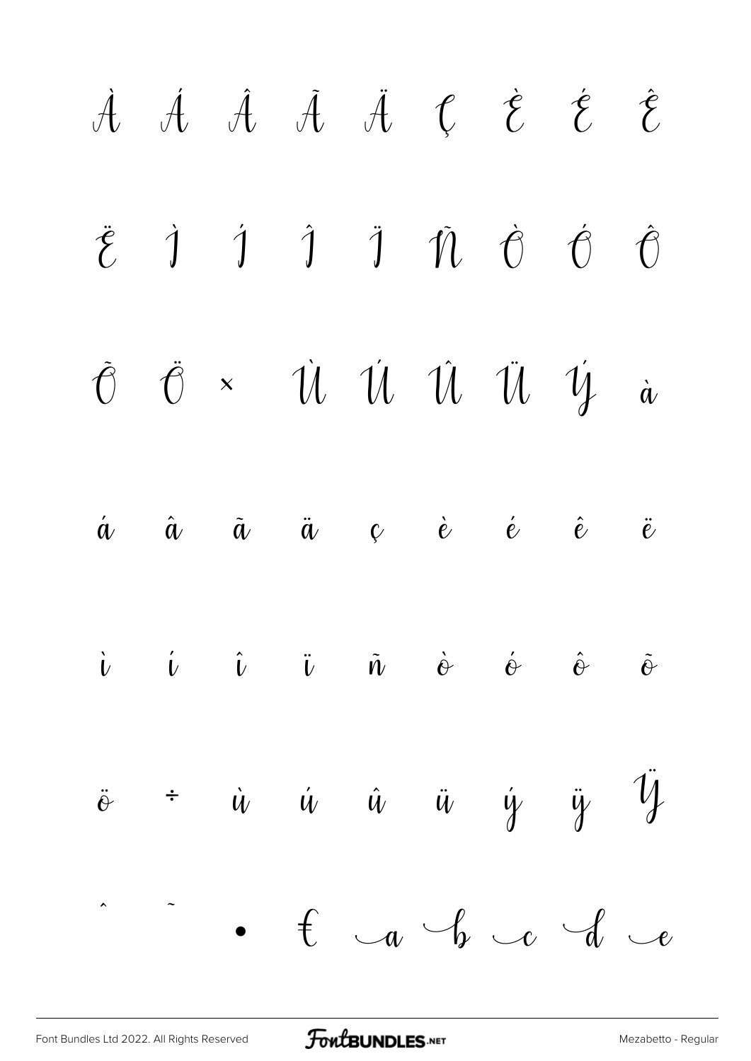À Á Â Ã Ä Ç È É Ê

Ë Ì Í Î Ï Ñ Ò Ó Ô

Õ Ö × Ù Ú Û Ü Ý à

á â ã ä ç è é ê ë

ì í î ï ñ ò ó ô õ

ö ÷ ù ú û ü ý ÿ Ÿ

ˆ ˜ • € a b c d e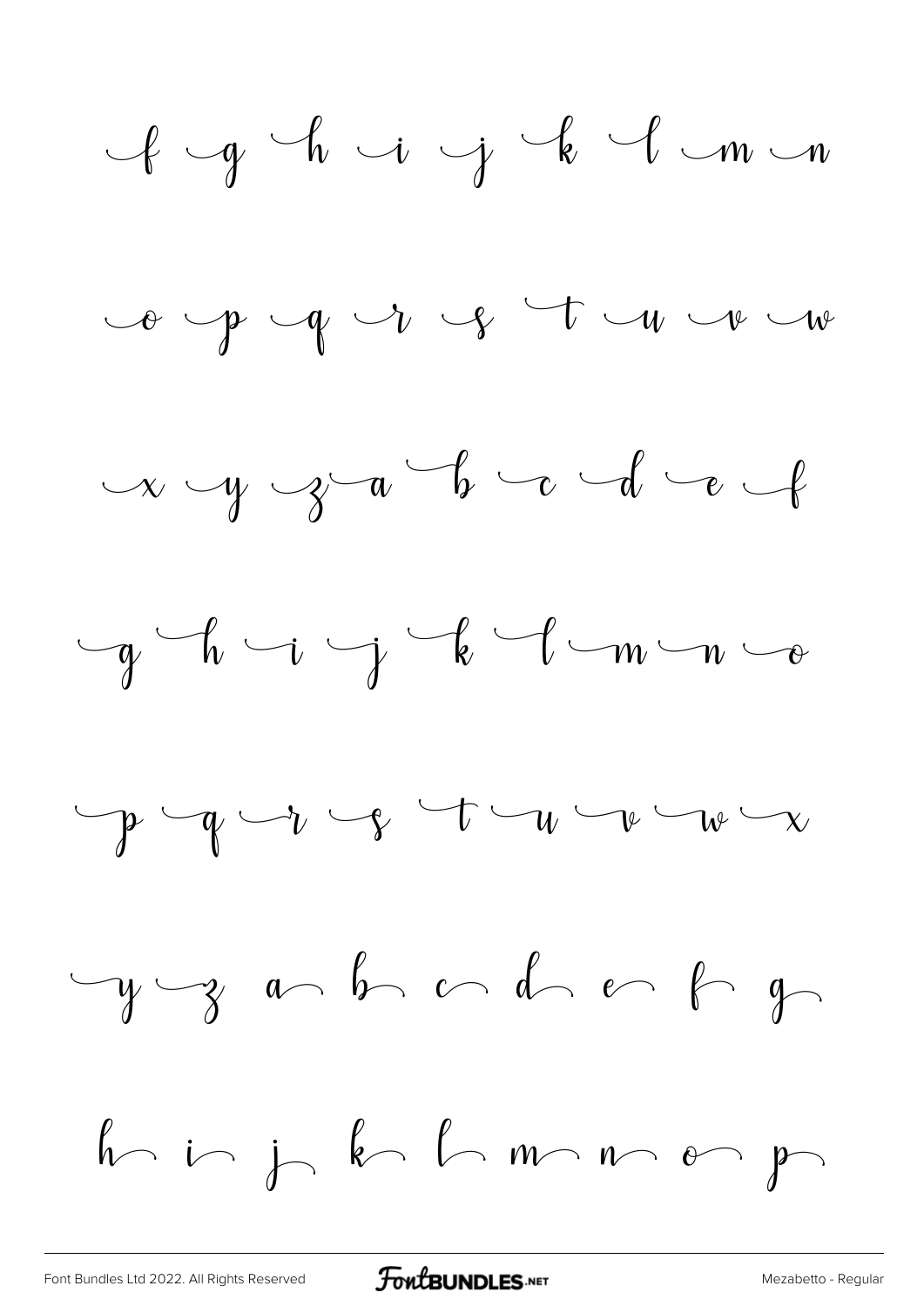f g h i j k l m n

o p q r s t u v w

x y z a b c d e f

g h i j k l m n o

p q r s t u v w x

y z a b c d e f g

h i j k l m n o p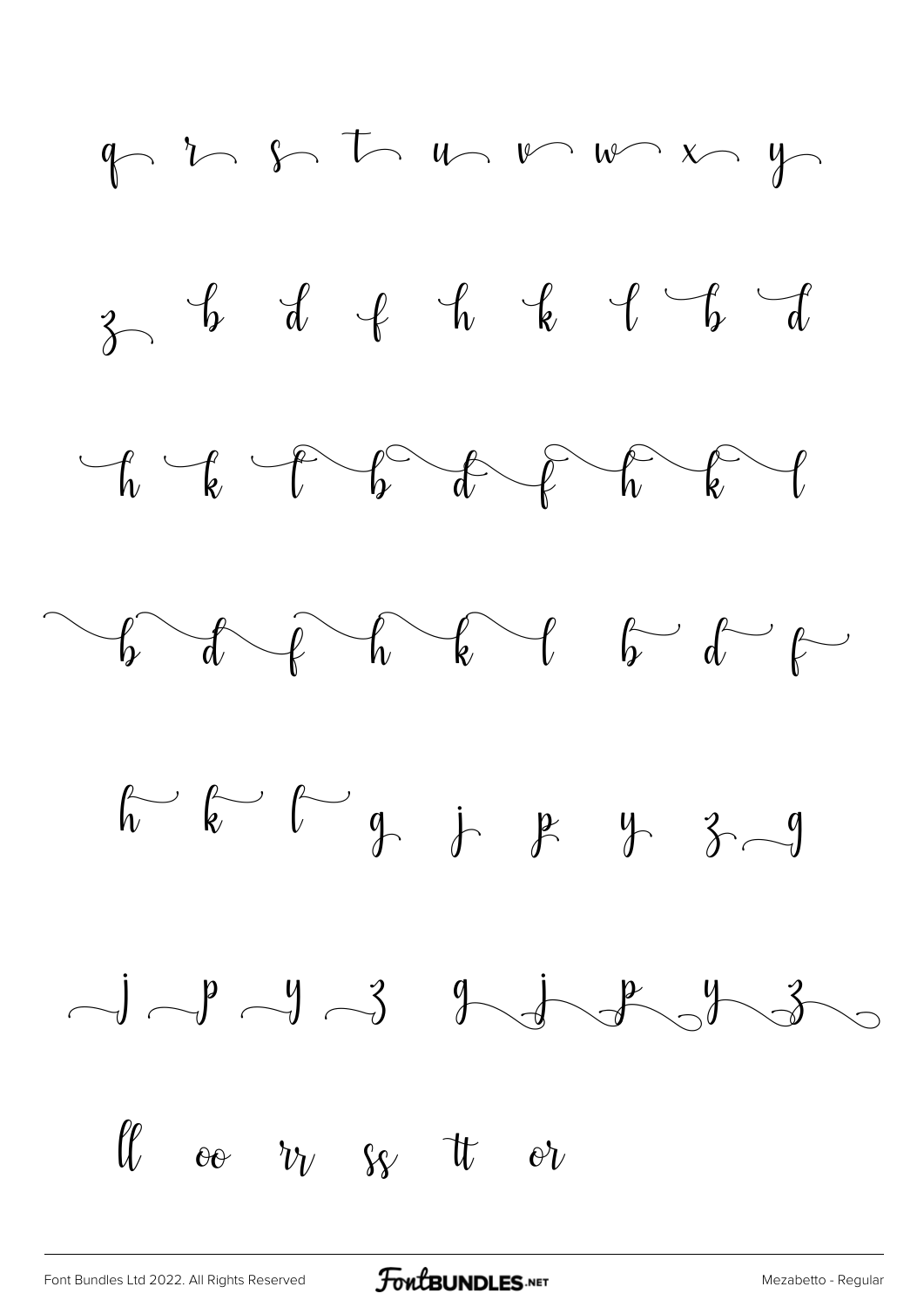q r s t u v w x y

z b d f h k l b d

h k l b d f h k l

b d f h k l b d f

h k l g j p y z g

j p y z g j p y z

ll oo rr ss tt or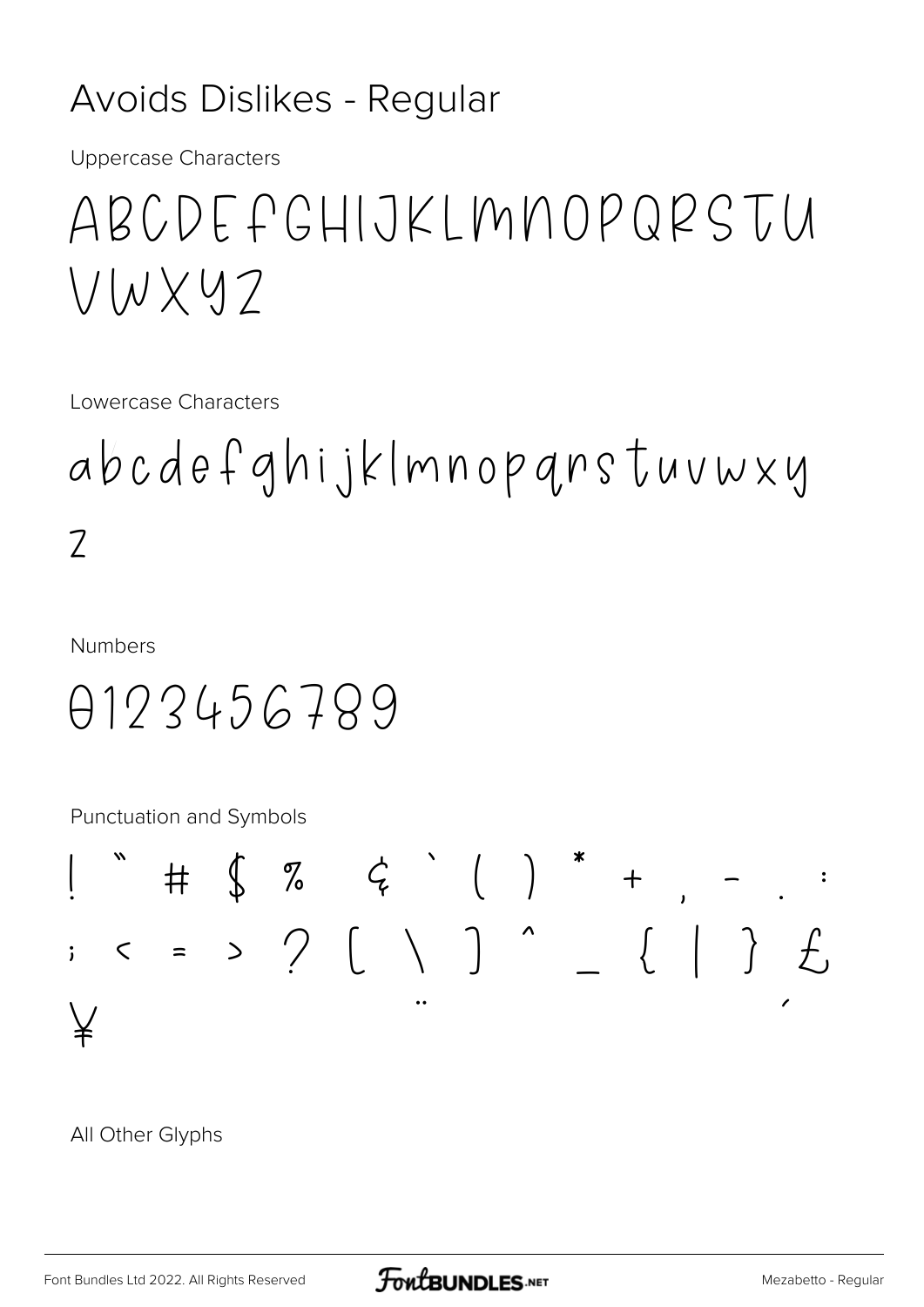# Avoids Dislikes - Regular

Uppercase Characters

ABCDEFGHIJKLMNOPQRSTU VWXYZ

Lowercase Characters

abcdefghijklmnopqrstuvwxy z

Numbers

0123456789

Punctuation and Symbols

! " # $ % & ` ( ) * + , - . :
; < = > ? [ \ ] ^ _ { | } £
¥ ¨ ´

All Other Glyphs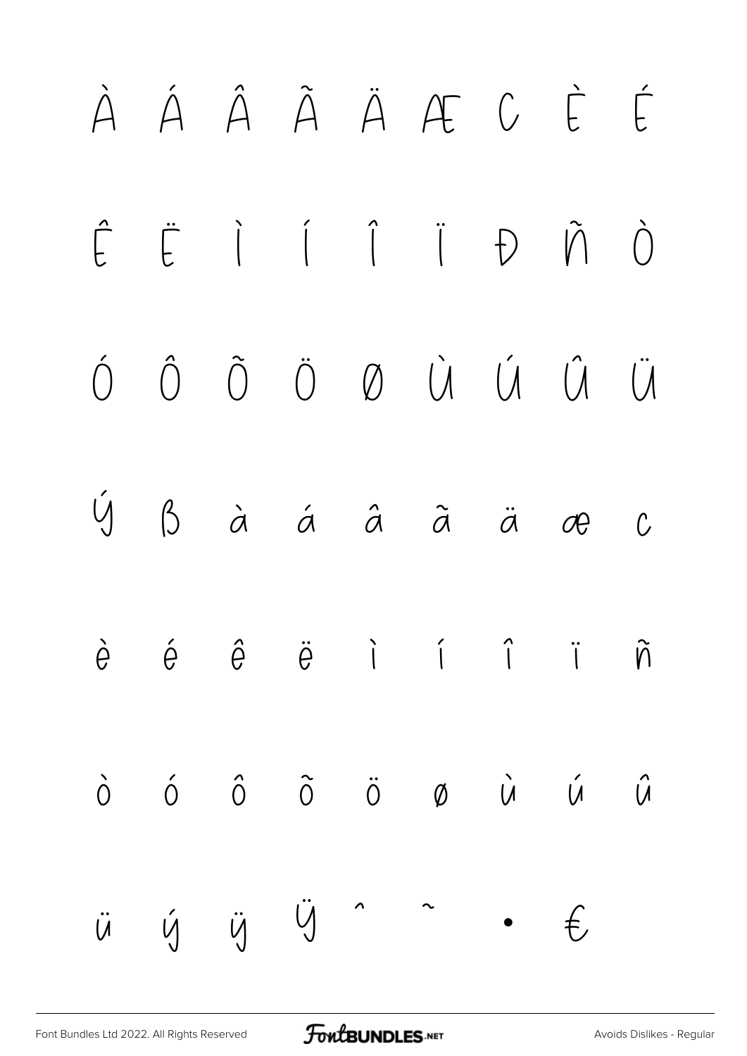À Á Â Ã Ä Æ Ç È É

Ê Ë Ì Í Î Ï Ð Ñ Ò

Ó Ô Õ Ö Ø Ù Ú Û Ü

Ý ß à á â ã ä æ ç

è é ê ë ì í î ï ñ

ò ó ô õ ö ø ù ú û

ü ý ÿ Ÿ ˆ ˜ • €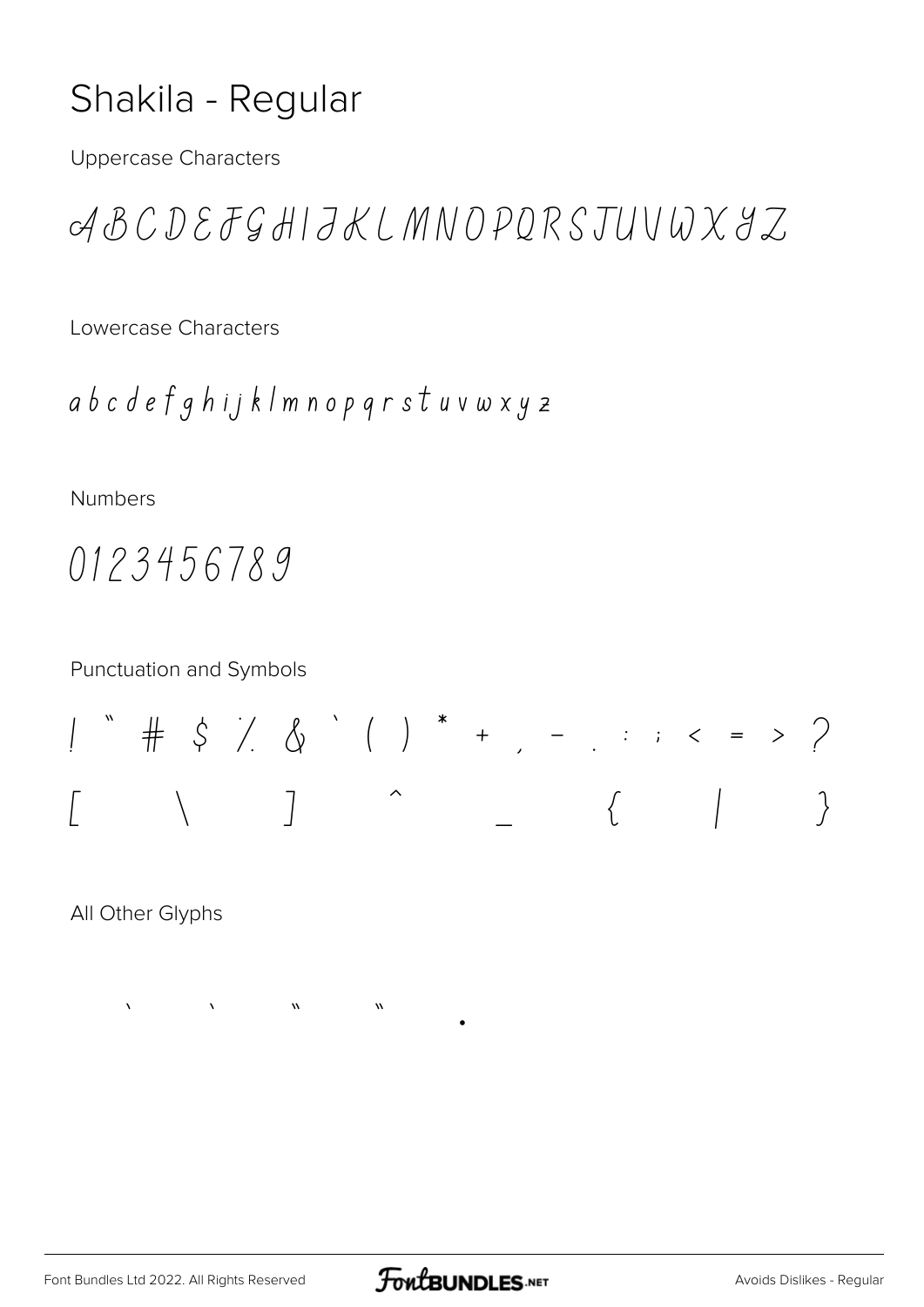# Shakila - Regular

Uppercase Characters

A B C D E F G H I J K L M N O P Q R S T U V W X Y Z

Lowercase Characters

a b c d e f g h i j k l m n o p q r s t u v w x y z

Numbers

0 1 2 3 4 5 6 7 8 9

Punctuation and Symbols

! " # $ % & ` ( ) * + , - . : ; < = > ?

[ \ ] ^ _ { | }

All Other Glyphs

` ` " " •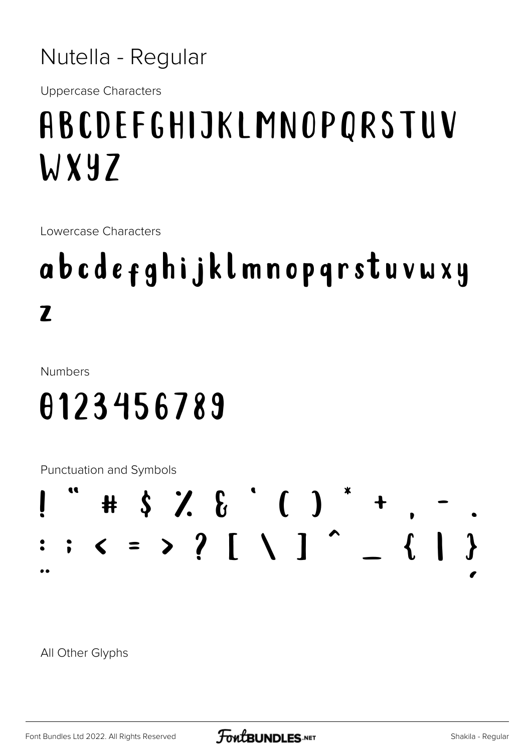# Nutella - Regular

Uppercase Characters

ABCDEFGHIJKLMNOPQRSTUV WXYZ

Lowercase Characters

abcdefghijklmnopqrstuvwxy z

Numbers

0123456789

Punctuation and Symbols

! " # $ % & ' ( ) * + , - . : ; < = > ? [ \ ] ^ _ { | }

All Other Glyphs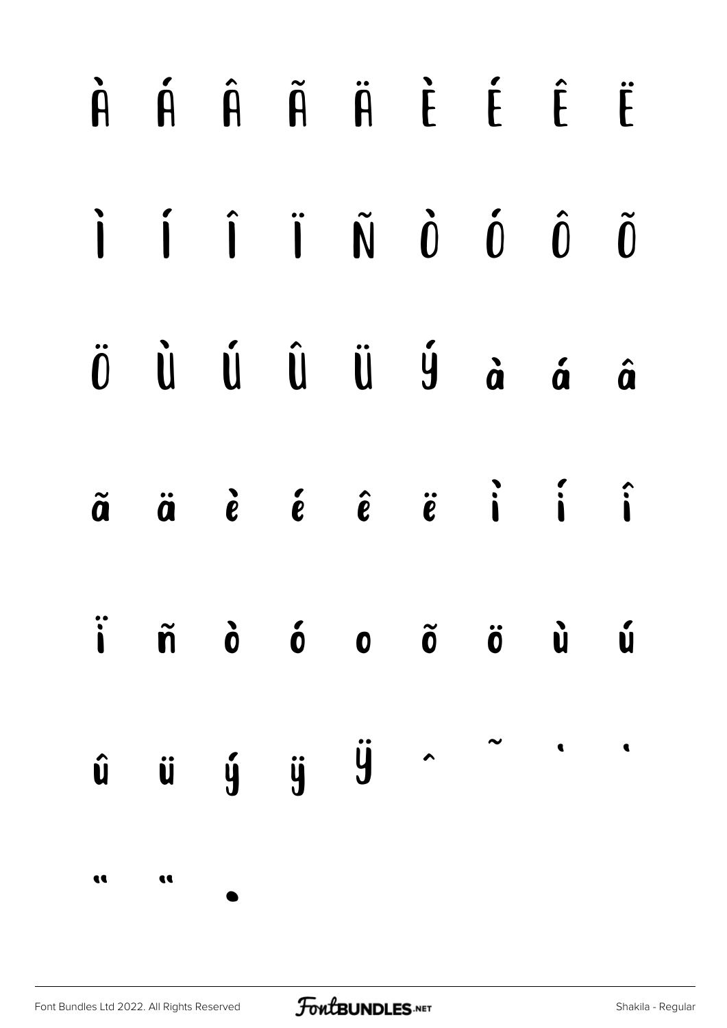À Á Â Ã Ä È É Ê Ë

Ì Í Î Ï Ñ Ò Ó Ô Õ

Ö Ù Ú Û Ü Ý à á â

ã ä è é ê ë ì í î

ï ñ ò ó o õ ö ù ú

û ü ý ÿ Ÿ ˆ ˜ ' '

" " •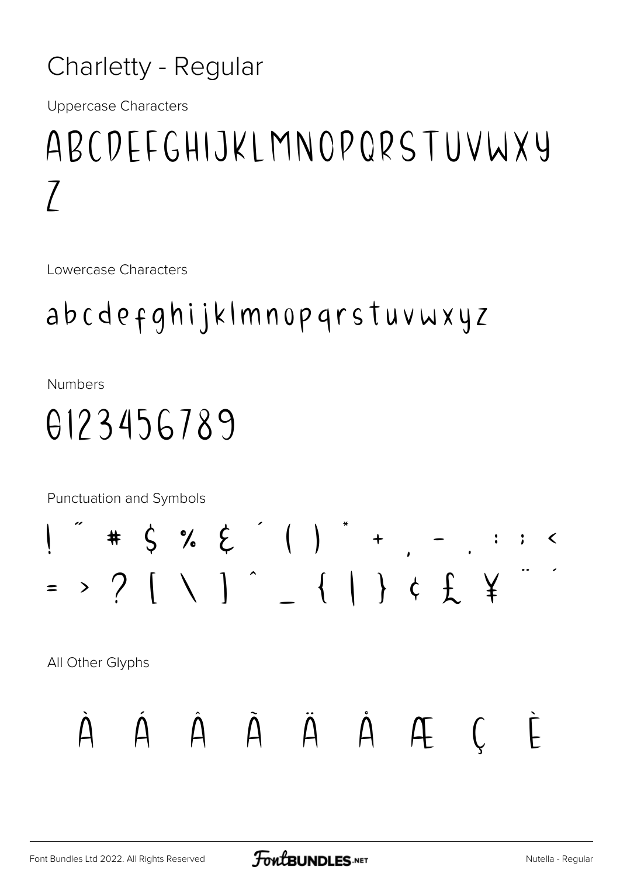Charletty - Regular

Uppercase Characters

ABCDEFGHIJKLMNOPQRSTUVWXY
Z

Lowercase Characters

abcdefghijklmnopqrstuvwxyz

Numbers

0123456789

Punctuation and Symbols

! " # $ % & ' ( ) * + , - . : ; <
= > ? [ \ ] ^ _ { | } ¢ £ ¥ ¨ ´

All Other Glyphs

À Á Â Ã Ä Å Æ Ç È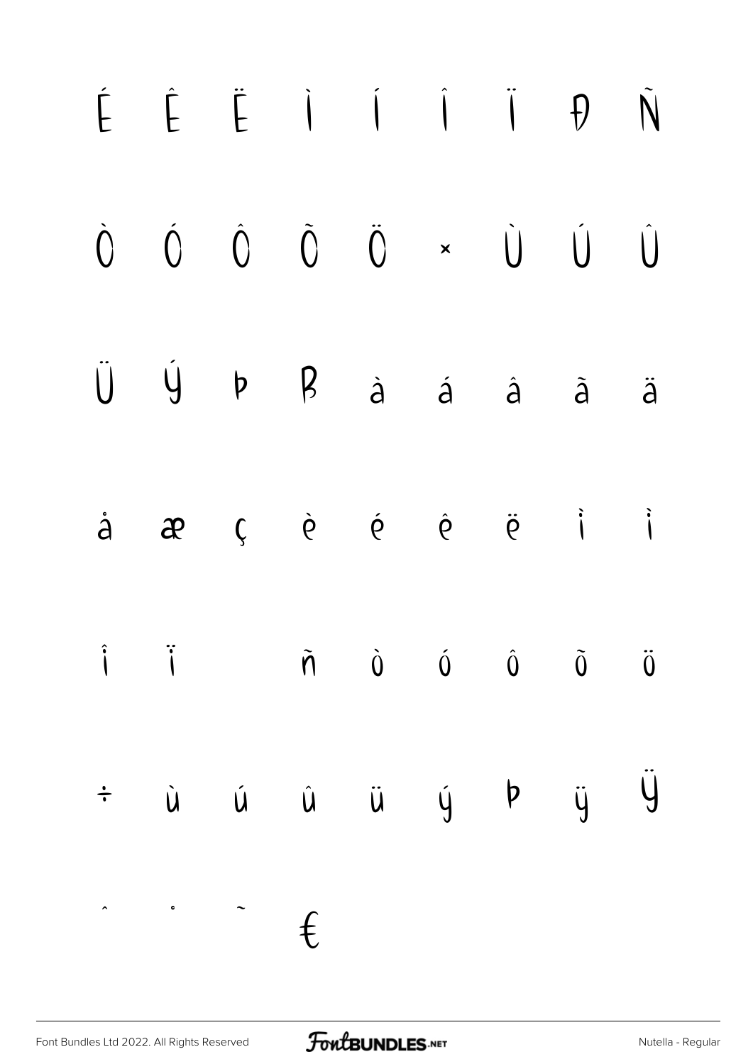É Ê Ë Ì Í Î Ï Đ Ñ

Ò Ó Ô Õ Ö × Ù Ú Û

Ü Ý Þ ß à á â ã ä

å æ ç è é ê ë ì í

î ï ñ ò ó ô õ ö

÷ ù ú û ü ý þ ÿ Ÿ

ˆ ˚ ˜ €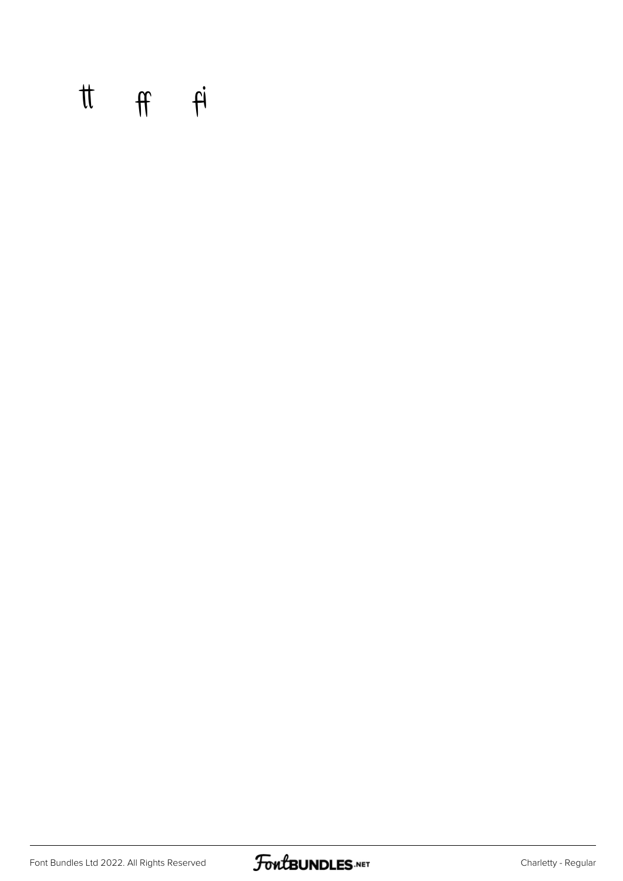tt ff fi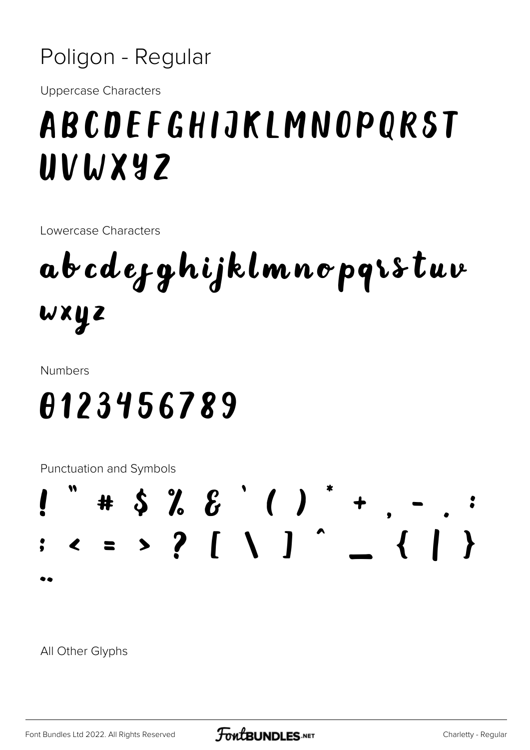# Poligon - Regular

Uppercase Characters

ABCDEFGHIJKLMNOPQRST
UVWXYZ

Lowercase Characters

abcdefghijklmnopqrstuv
wxyz

Numbers

0123456789

Punctuation and Symbols

! " # $ % & ' ( ) * + , - . :
; < = > ? [ \ ] ^ _ { | }
¨

All Other Glyphs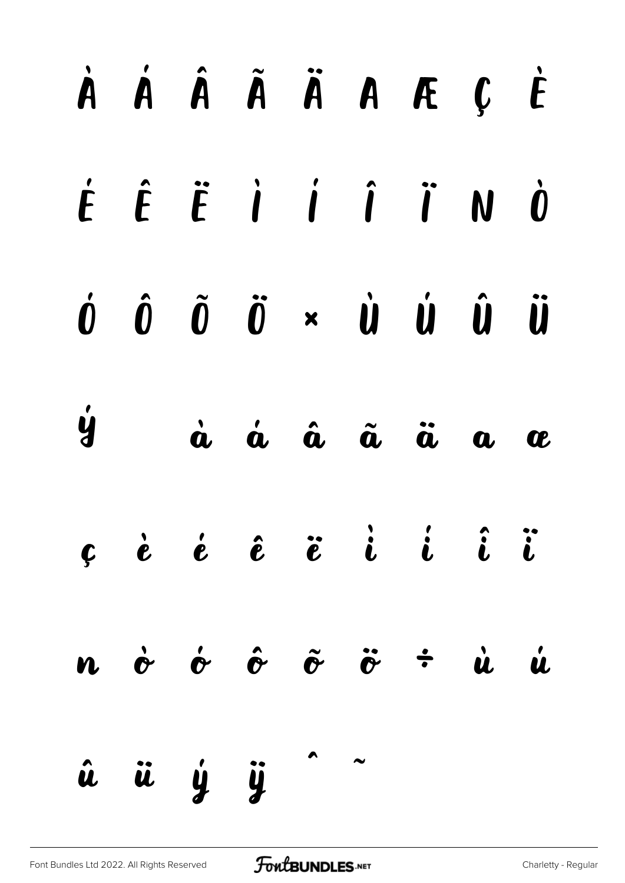À Á Â Ã Ä Å Æ Ç È

É Ê Ë Ì Í Î Ï Ñ Ò

Ó Ô Õ Ö × Ù Ú Û Ü

Ý à á â ã ä å æ

ç è é ê ë ì í î ï

ñ ò ó ô õ ö ÷ ù ú

û ü ý ÿ ˆ ˜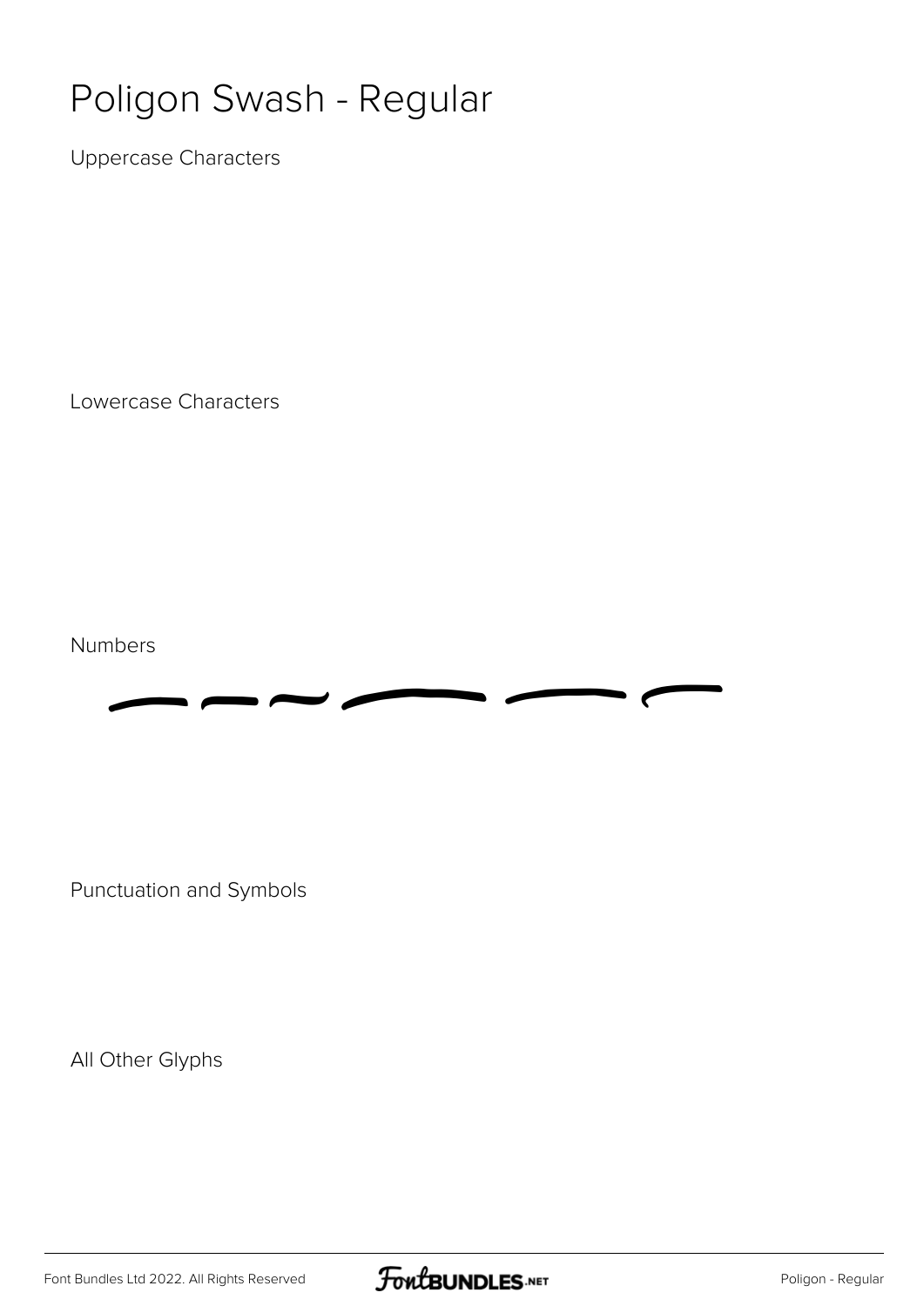# Poligon Swash - Regular

Uppercase Characters

Lowercase Characters

Numbers

Punctuation and Symbols

All Other Glyphs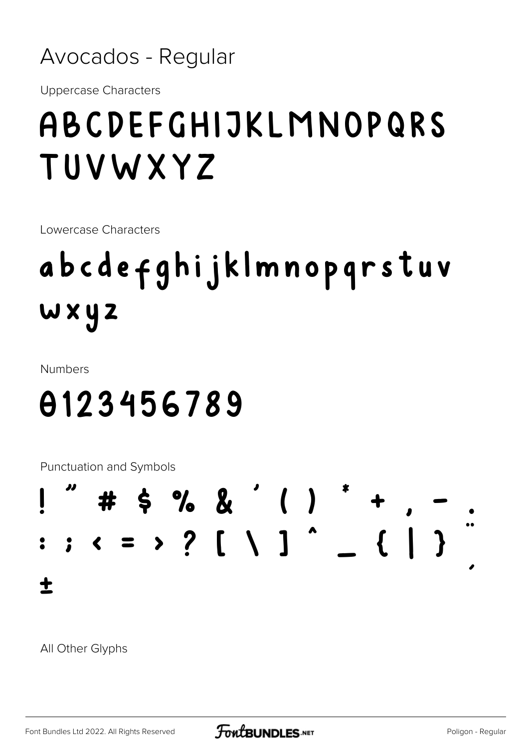# Avocados - Regular

Uppercase Characters

ABCDEFGHIJKLMNOPQRS
TUVWXYZ

Lowercase Characters

abcdefghijklmnopqrstuv
wxyz

Numbers

0123456789

Punctuation and Symbols

! " # $ % & ' ( ) * + , - .
: ; < = > ? [ \ ] ^ _ { | } ¨
´
±

All Other Glyphs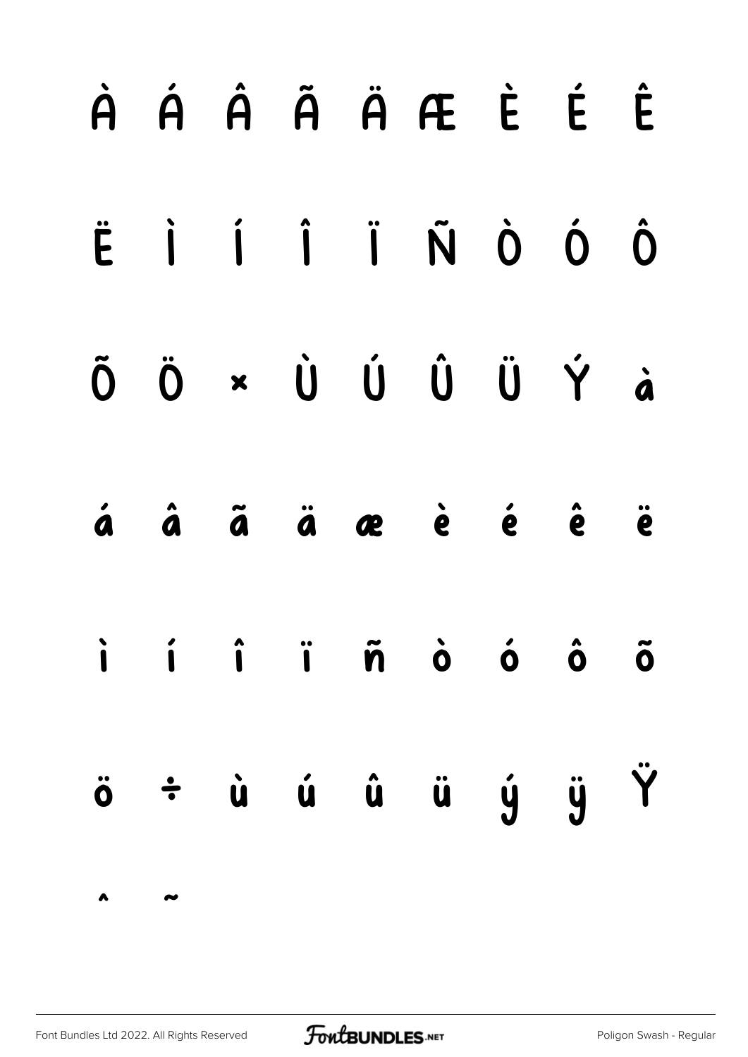À Á Â Ã Ä Æ È É Ê

Ë Ì Í Î Ï Ñ Ò Ó Ô

Õ Ö × Ù Ú Û Ü Ý à

á â ã ä æ è é ê ë

ì í î ï ñ ò ó ô õ

ö ÷ ù ú û ü ý ÿ Ÿ

ˆ ˜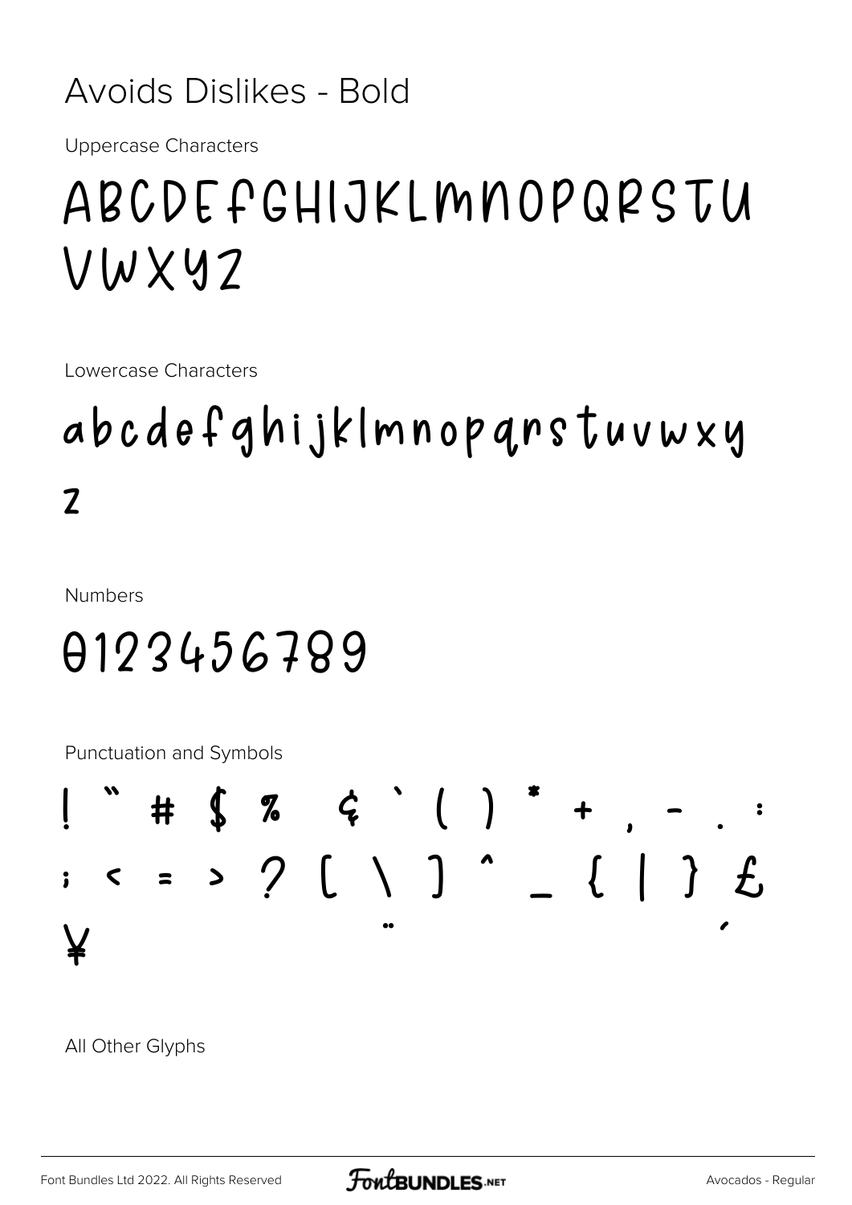# Avoids Dislikes - Bold

Uppercase Characters

ABCDEFGHIJKLMNOPQRSTU
VWXYZ

Lowercase Characters

abcdefghijklmnopqrstuvwxy
z

Numbers

0123456789

Punctuation and Symbols

! " # $ % ¢ ` ( ) * + , - . :
; < = > ? [ \ ] ^ _ { | } £
¥ ¨ ´

All Other Glyphs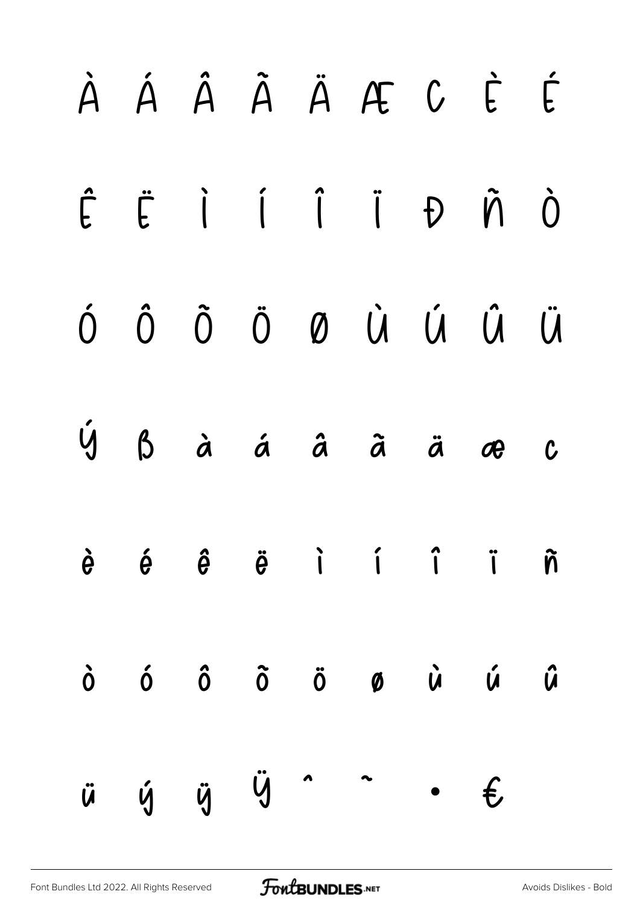À Á Â Ã Ä Æ Ç È É

Ê Ë Ì Í Î Ï Ð Ñ Ò

Ó Ô Õ Ö Ø Ù Ú Û Ü

Ý ß à á â ã ä æ ç

è é ê ë ì í î ï ñ

ò ó ô õ ö ø ù ú û

ü ý ÿ Ÿ ˆ ˜ • €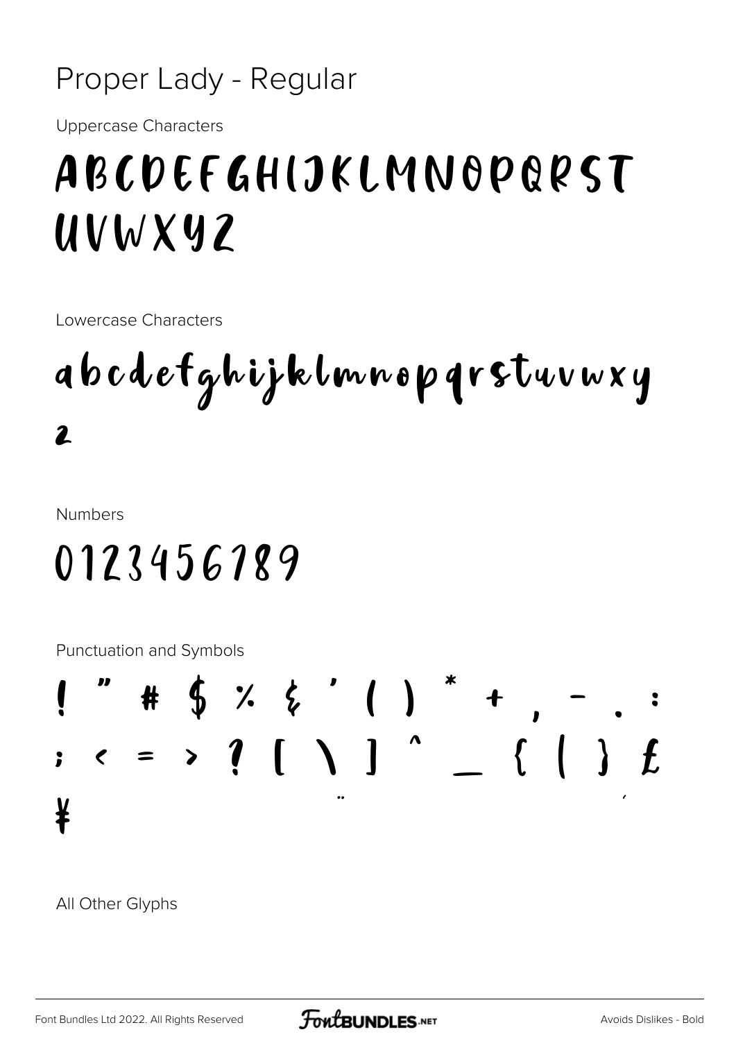Proper Lady - Regular

Uppercase Characters

ABCDEFGHIJKLMNOPQRST
UVWXYZ

Lowercase Characters

abcdefghijklmnopqrstuvwxy
z

Numbers

0123456789

Punctuation and Symbols

! " # $ % & ' ( ) * + , - . :
; < = > ? [ \ ] ^ _ { | } £
¥ ¨ ´

All Other Glyphs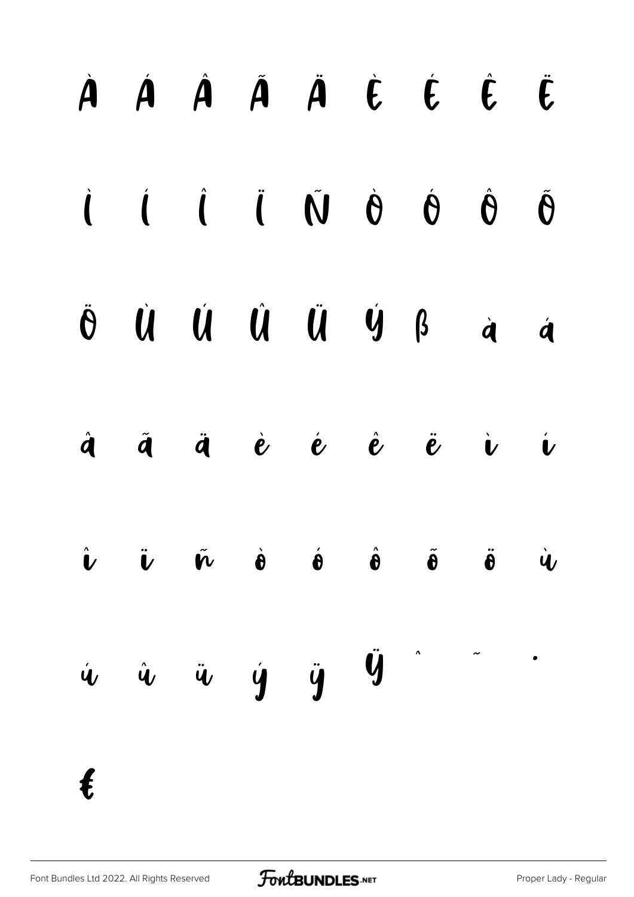À Á Â Ã Ä È É Ê Ë

Ì Í Î Ï Ñ Ò Ó Ô Õ

Ö Ù Ú Û Ü Ý ß à á

â ã ä è é ê ë ì í

î ï ñ ò ó ô õ ö ù

ú û ü ý ÿ Ÿ ˆ ˜ ·

€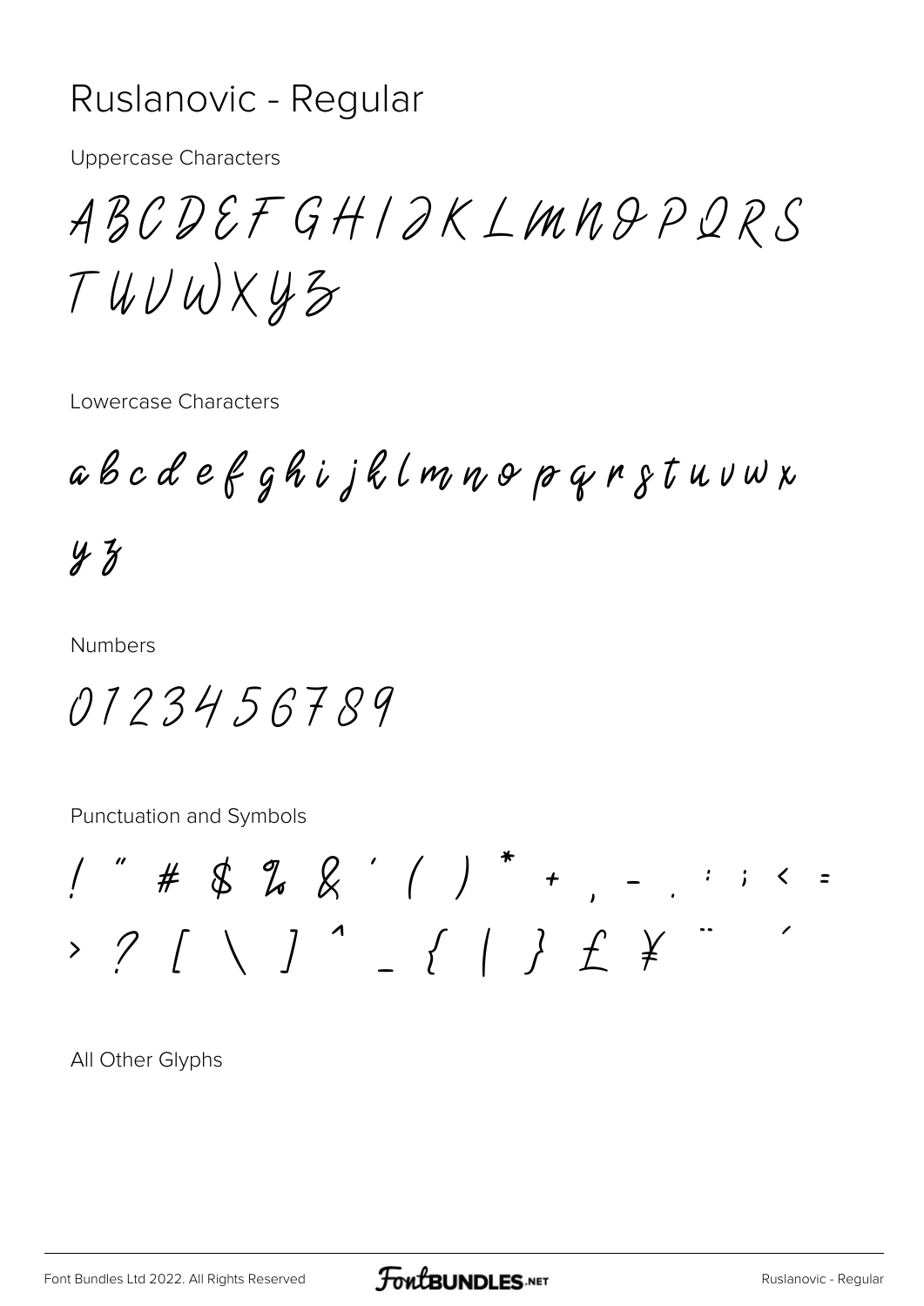# Ruslanovic - Regular

Uppercase Characters

A B C D E F G H I J K L M N O P Q R S T U V W X Y Z

Lowercase Characters

a b c d e f g h i j k l m n o p q r s t u v w x y z

Numbers

0 1 2 3 4 5 6 7 8 9

Punctuation and Symbols

! " # $ % & ' ( ) * + , - . : ; < = > ? [ \ ] ^ _ { | } £ ¥ ¨ ´

All Other Glyphs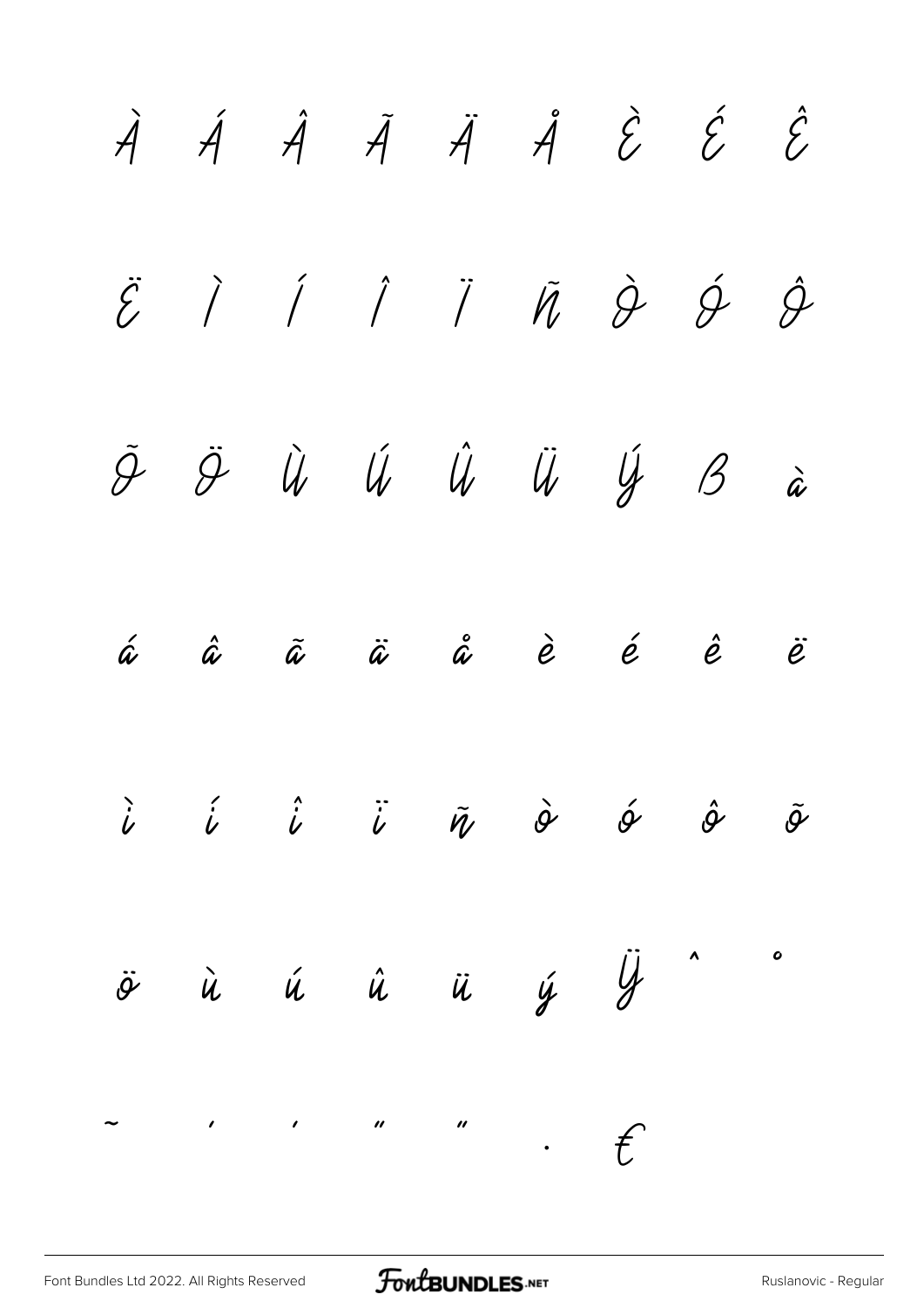À Á Â Ã Ä Å È É Ê

Ë Ì Í Î Ï Ñ Ò Ó Ô

Õ Ö Ù Ú Û Ü Ý ß à

á â ã ä å è é ê ë

ì í î ï ñ ò ó ô õ

ö ù ú û ü ý ÿ ˆ ˚

˜ ' ' " " . €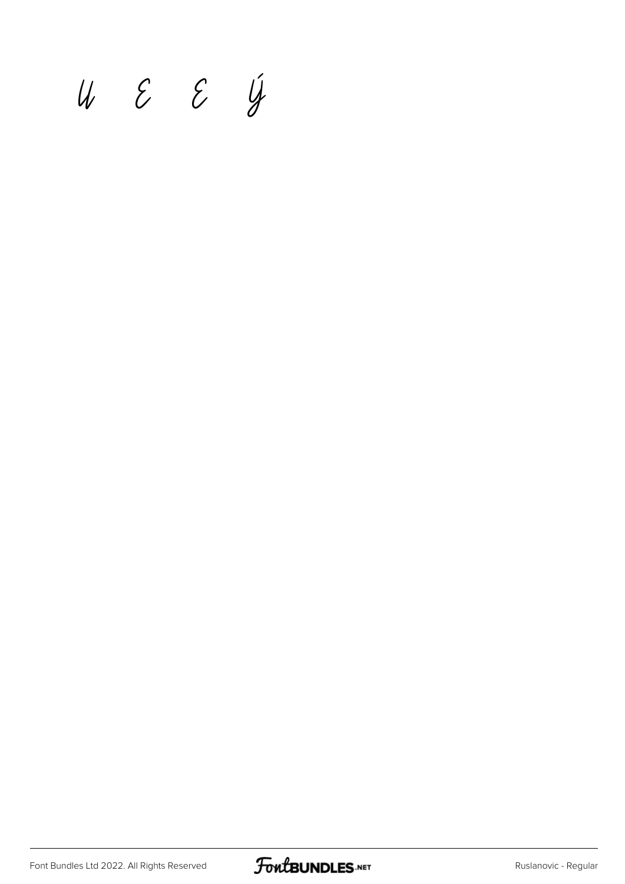Ù Ú Û Ü Ý

Ů Ĕ Ė Ý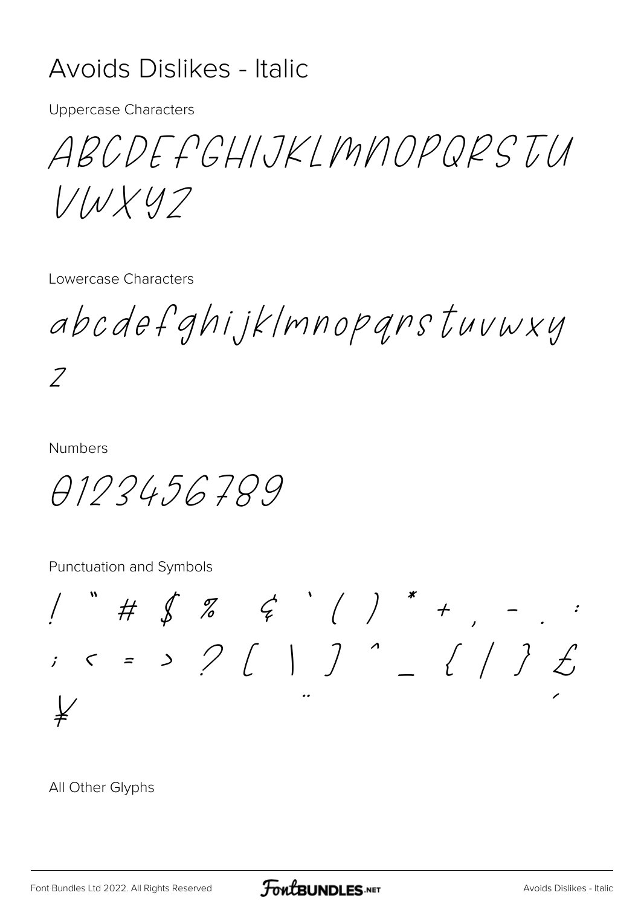# Avoids Dislikes - Italic

Uppercase Characters

ABCDEFGHIJKLMNOPQRSTU VWXYZ

Lowercase Characters

abcdefghijklmnopqrstuvwxy z

Numbers

0123456789

Punctuation and Symbols

! " # $ % & ' ( ) * + , - . : ; < = > ? [ \ ] ^ _ { | } £ ¥ ¨ ´

All Other Glyphs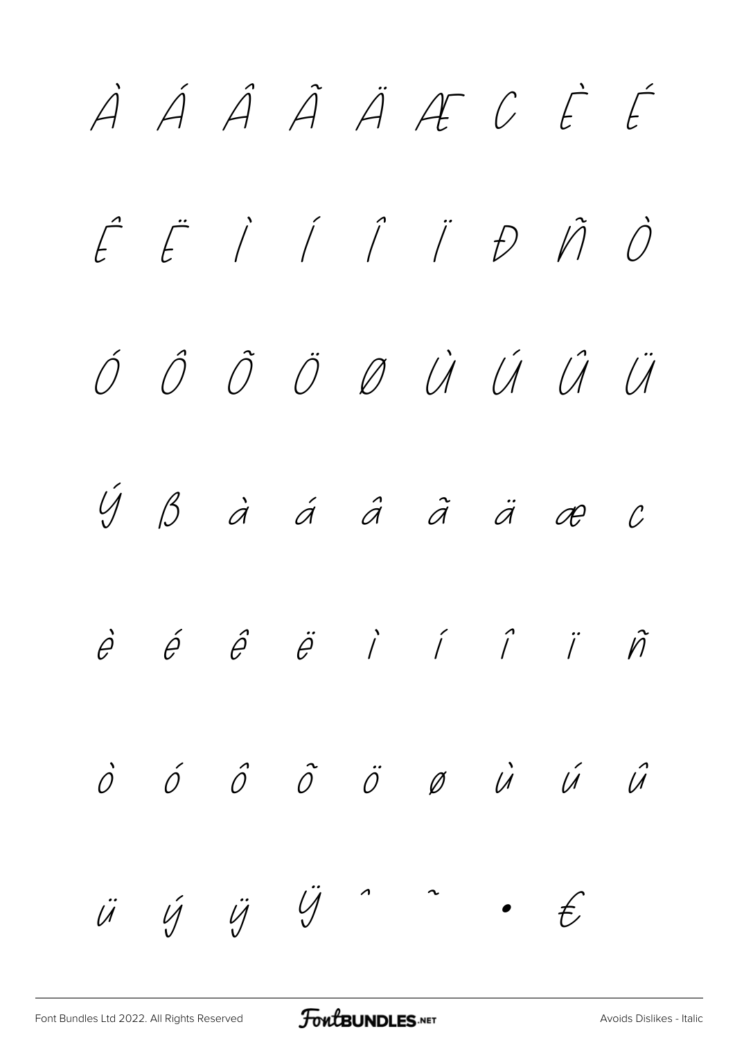À Á Â Ã Ä Æ Ç È É

Ê Ë Ì Í Î Ï Ð Ñ Ò

Ó Ô Õ Ö Ø Ù Ú Û Ü

Ý ß à á â ã ä æ ç

è é ê ë ì í î ï ñ

ò ó ô õ ö ø ù ú û

ü ý ÿ Ÿ ˆ ˜ • €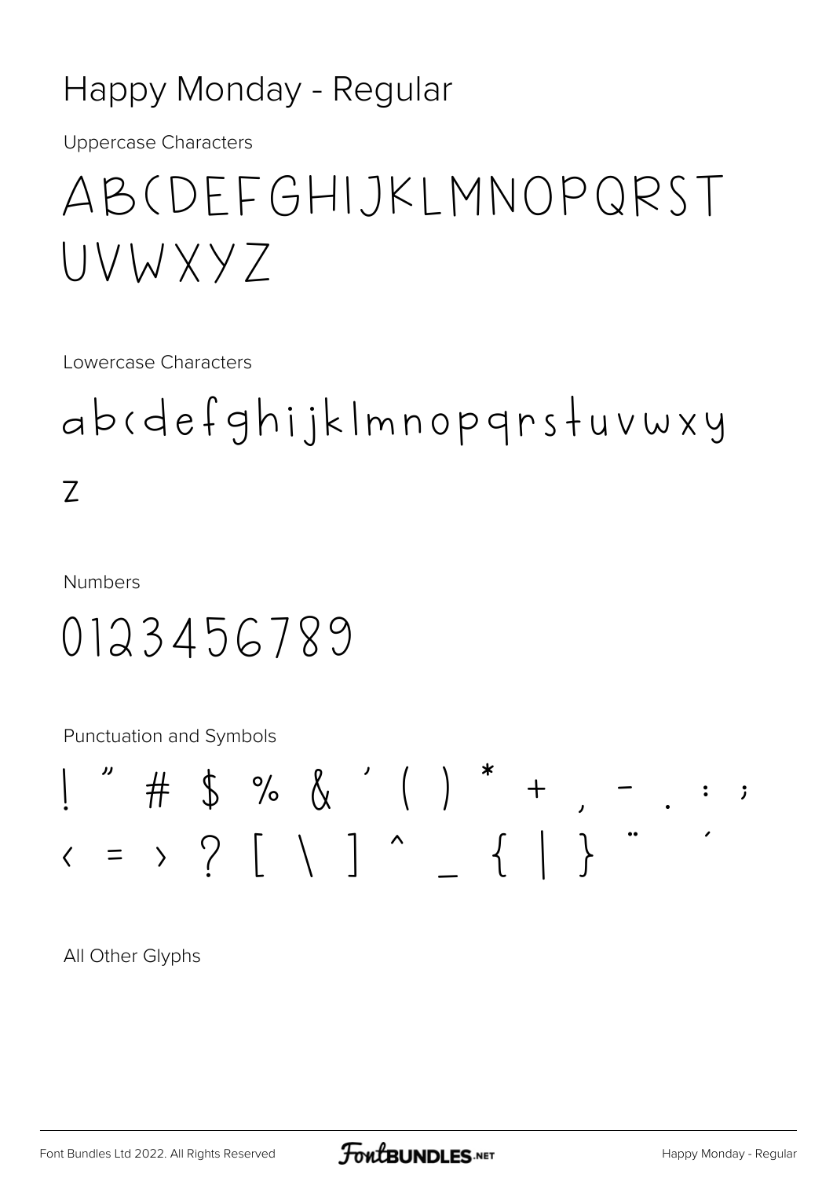Happy Monday - Regular

Uppercase Characters

ABCDEFGHIJKLMNOPQRST
UVWXYZ

Lowercase Characters

abcdefghijklmnopqrstuvwxy
z

Numbers

0123456789

Punctuation and Symbols

! " # $ % & ' ( ) * + , - . : ;
< = > ? [ \ ] ^ _ { | } ¨ ´

All Other Glyphs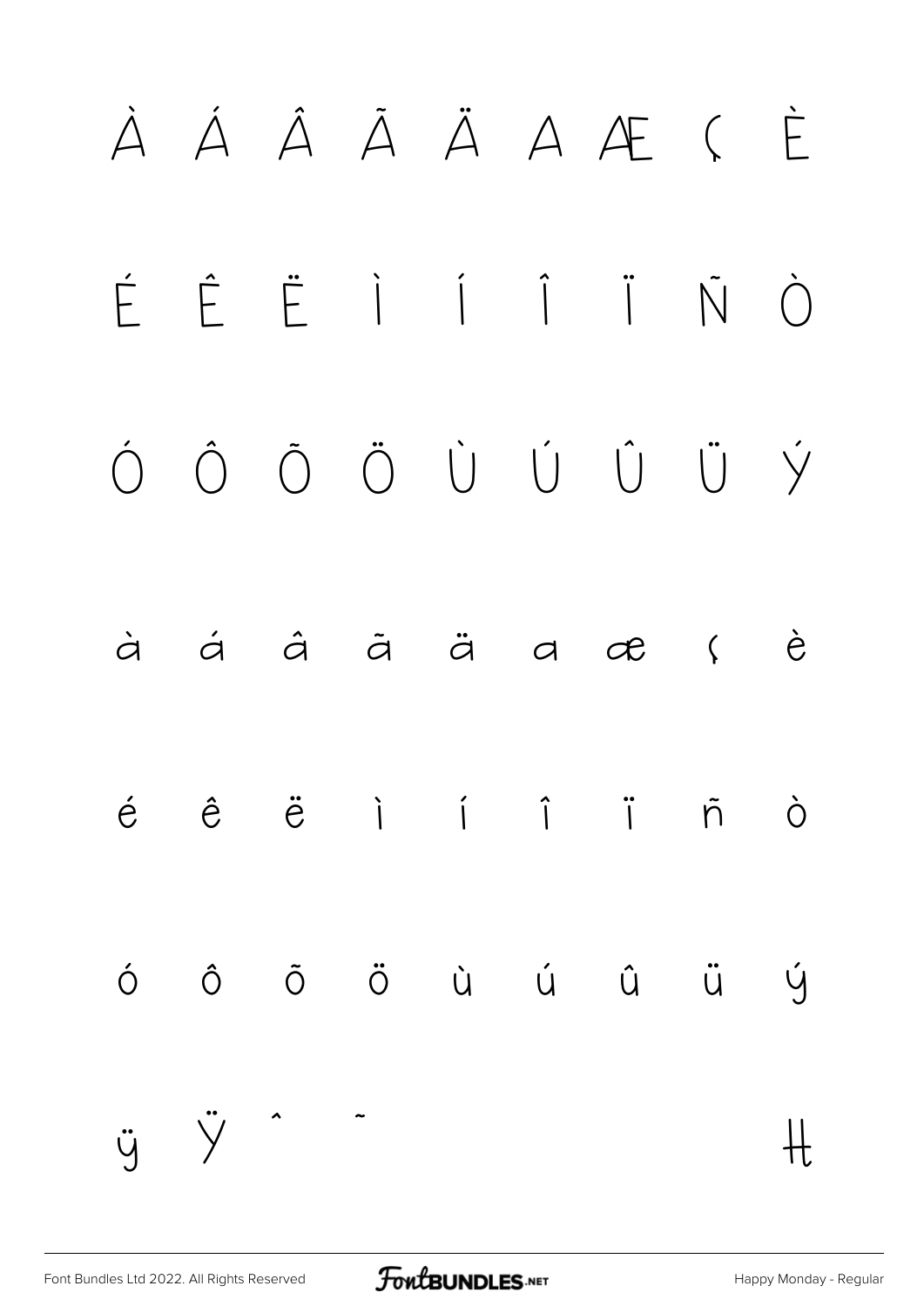À Á Â Ã Ä Å Æ Ç È

É Ê Ë Ì Í Î Ï Ñ Ò

Ó Ô Õ Ö Ù Ú Û Ü Ý

à á â ã ä å æ ç è

é ê ë ì í î ï ñ ò

ó ô õ ö ù ú û ü ý

ÿ Ÿ ˆ ˜ ‡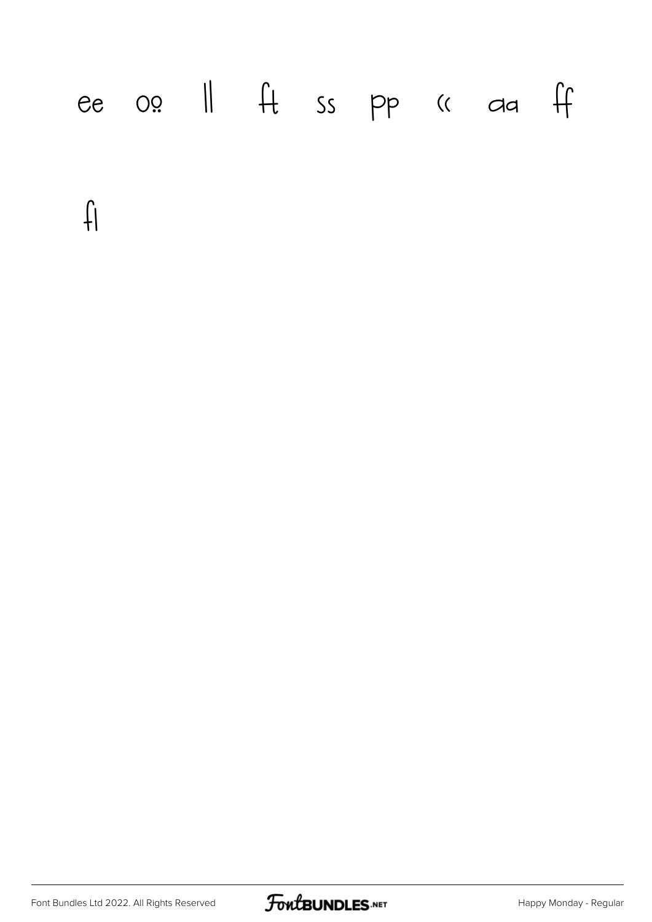ee oo ll ft ss pp cc aa ff

fl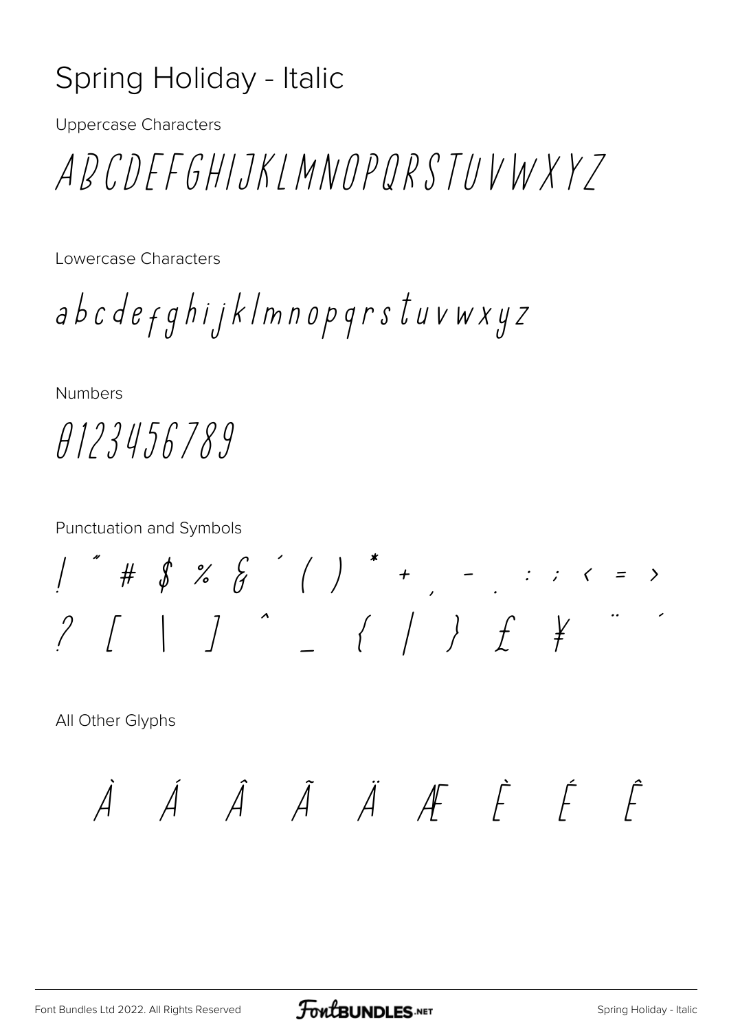# Spring Holiday - Italic

Uppercase Characters

ABCDEFGHIJKLMNOPQRSTUVWXYZ

Lowercase Characters

abcdefghijklmnopqrstuvwxyz

Numbers

0123456789

Punctuation and Symbols

! " # $ % & ' ( ) * + , - . : ; < = >

? [ \ ] ^ _ { | } £ ¥ ¨ ´

All Other Glyphs

À Á Â Ã Ä Æ È É Ê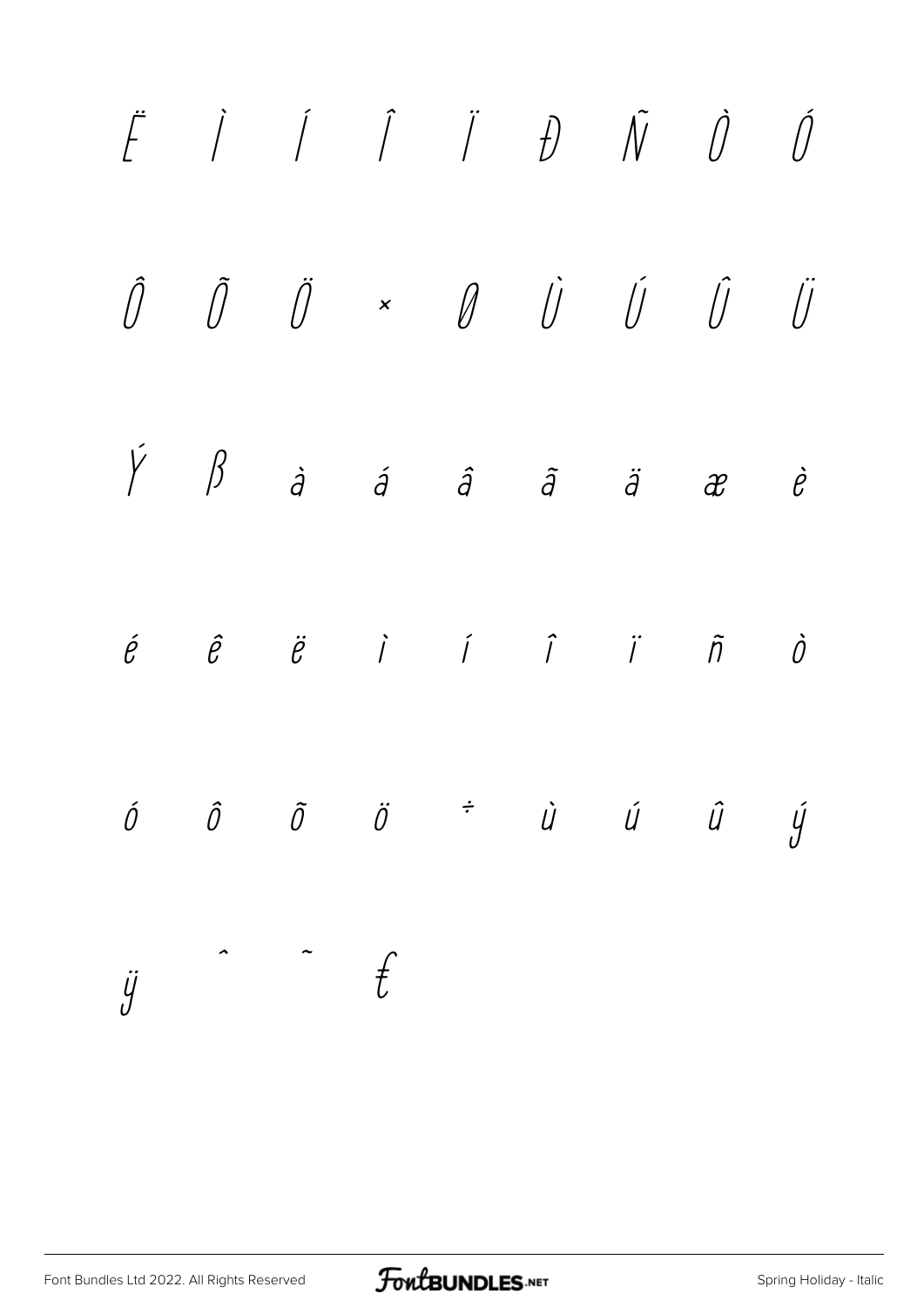Ë Ì Í Î Ï Đ Ñ Ò Ó

Ô Õ Ö × Ø Ù Ú Û Ü

Ý ß à á â ã ä æ è

é ê ë ì í î ï ñ ò

ó ô õ ö ÷ ù ú û ý

ÿ ˆ ˜ ₤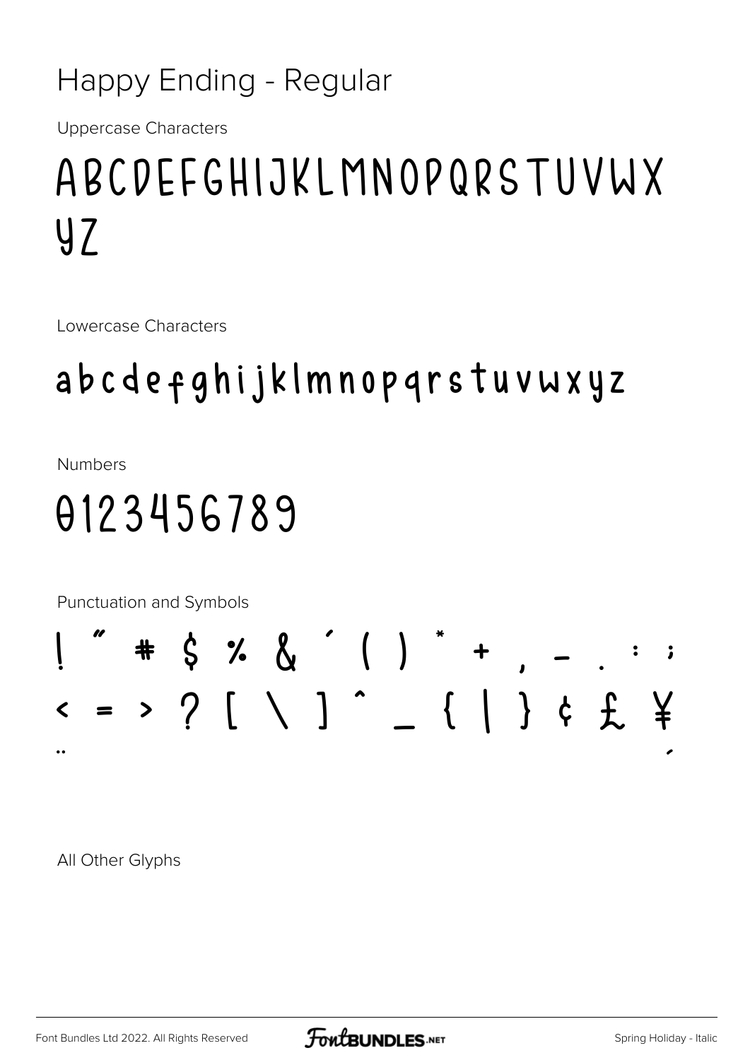# Happy Ending - Regular

Uppercase Characters

ABCDEFGHIJKLMNOPQRSTUVWXYZ

Lowercase Characters

abcdefghijklmnopqrstuvwxyz

Numbers

0123456789

Punctuation and Symbols

! " # $ % & ' ( ) * + , - . : ; < = > ? [ \ ] ^ _ { | } ¢ £ ¥ ¨ ´

All Other Glyphs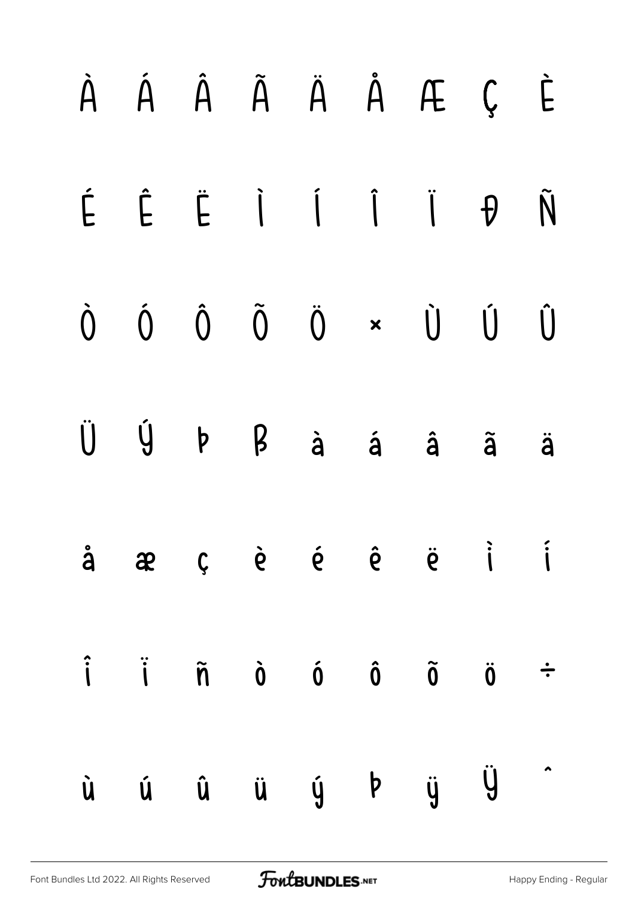À Á Â Ã Ä Å Æ Ç È

É Ê Ë Ì Í Î Ï Đ Ñ

Ò Ó Ô Õ Ö × Ù Ú Û

Ü Ý Þ ß à á â ã ä

å æ ç è é ê ë ì í

î ï ñ ò ó ô õ ö ÷

ù ú û ü ý þ ÿ Ÿ ˆ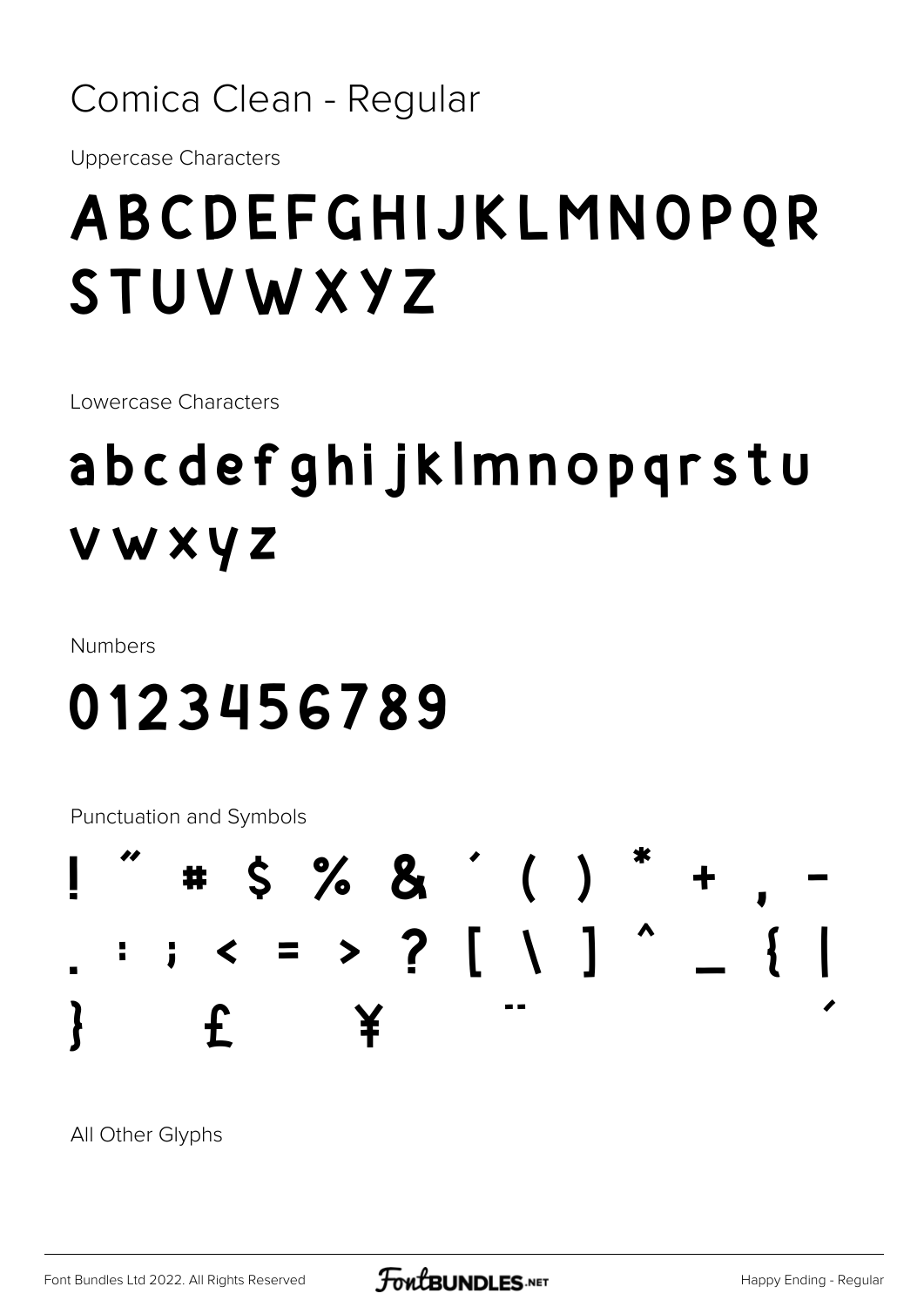# Comica Clean - Regular

Uppercase Characters

ABCDEFGHIJKLMNOPQR
STUVWXYZ

Lowercase Characters

abcdefghijklmnopqrstu
vwxyz

Numbers

0123456789

Punctuation and Symbols

! " # $ % & ' ( ) * + , -
. : ; < = > ? [ \ ] ^ _ { |
} £ ¥ ¨ ´

All Other Glyphs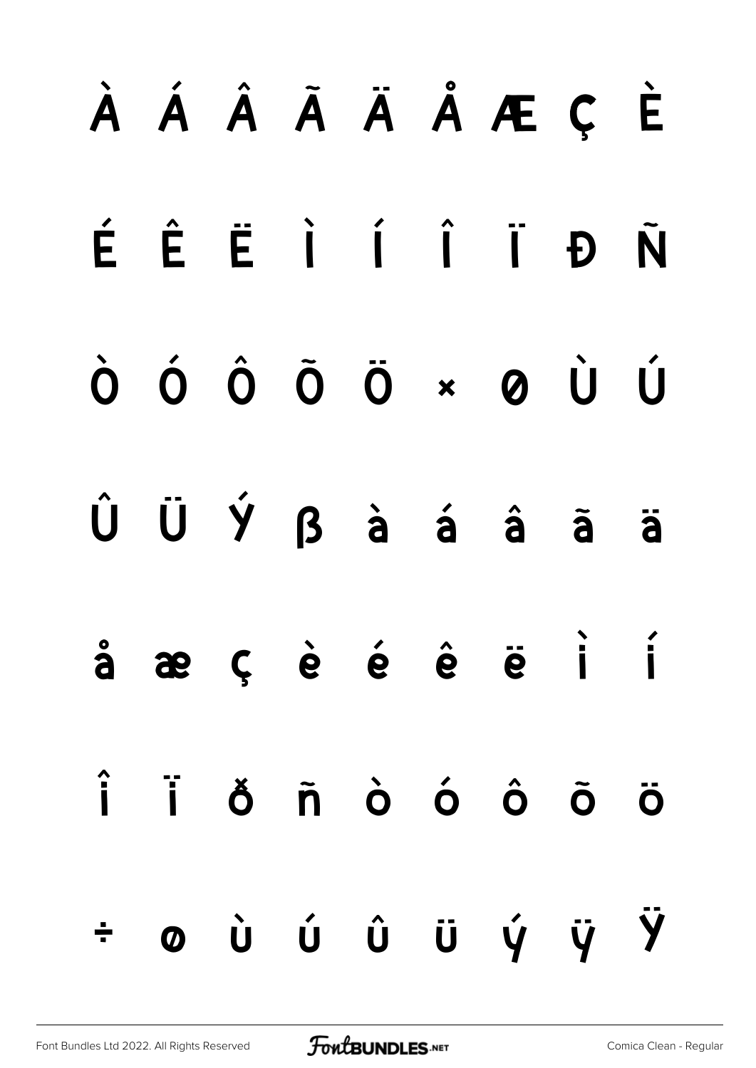À Á Â Ã Ä Å Æ Ç È

É Ê Ë Ì Í Î Ï Ð Ñ

Ò Ó Ô Õ Ö × Ø Ù Ú

Û Ü Ý ß à á â ã ä

å æ ç è é ê ë ì í

î ï ð ñ ò ó ô õ ö

÷ ø ù ú û ü ý ÿ Ÿ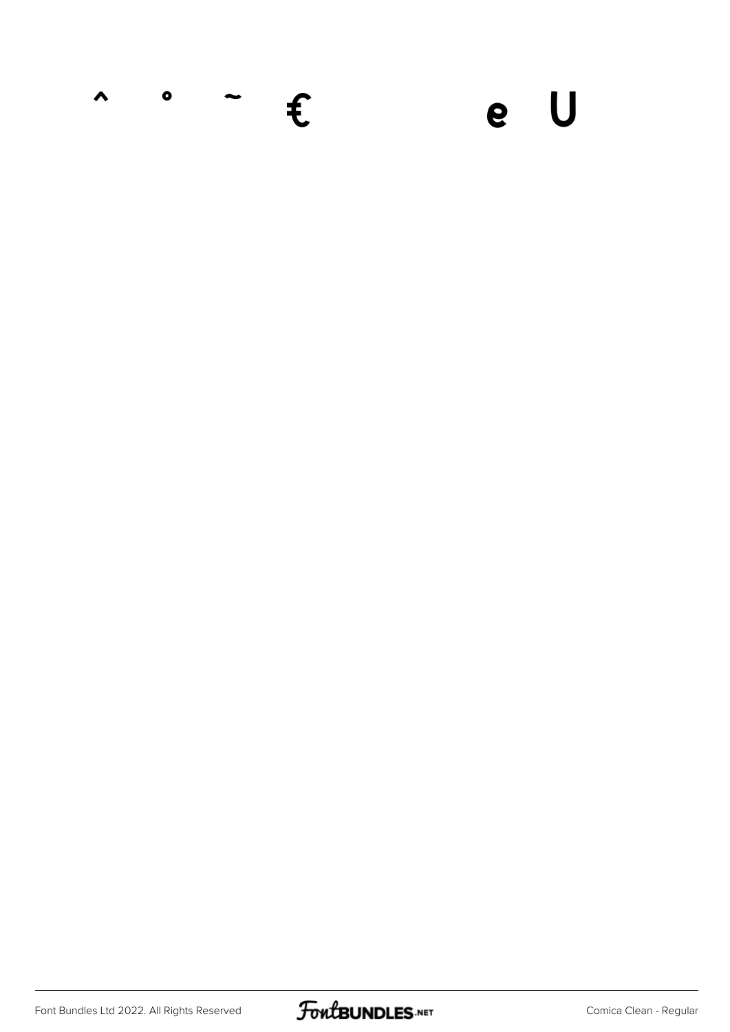^ ° ~ € e U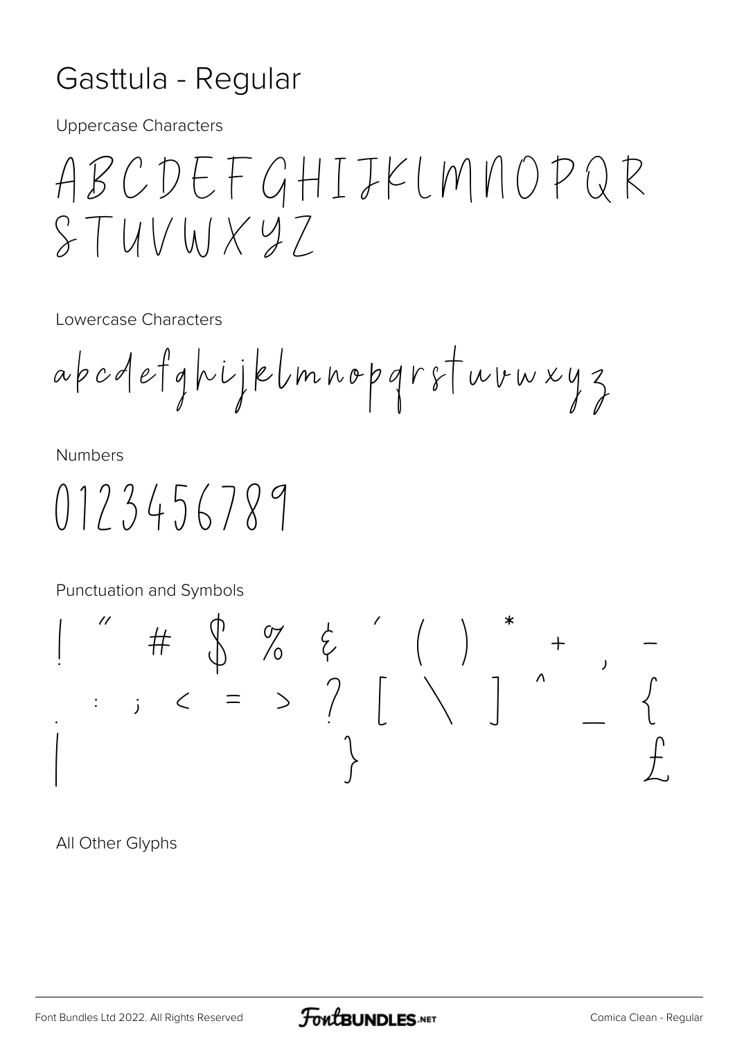# Gasttula - Regular

Uppercase Characters

ABCDEFGHIJKLMNOPQR
STUVWXYZ

Lowercase Characters

abcdefghijklmnopqrstuvwxyz

Numbers

0123456789

Punctuation and Symbols

! " # $ % & ' ( ) * + , -
. : ; < = > ? [ \ ] ^ _ {
| } £

All Other Glyphs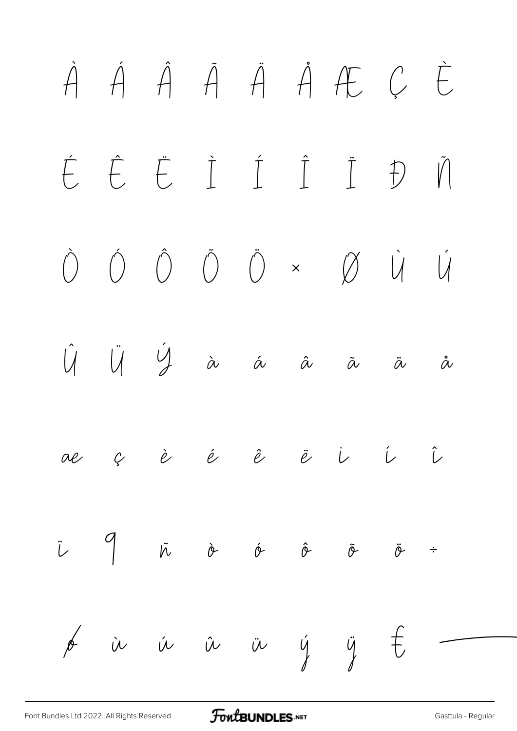À Á Â Ã Ä Å Æ Ç È

É Ê Ë Ì Í Î Ï Ð Ñ

Ò Ó Ô Õ Ö × Ø Ù Ú

Û Ü Ý à á â ã ä å

æ ç è é ê ë ì í î

ï ð ñ ò ó ô õ ö ÷

ø ù ú û ü ý ÿ € —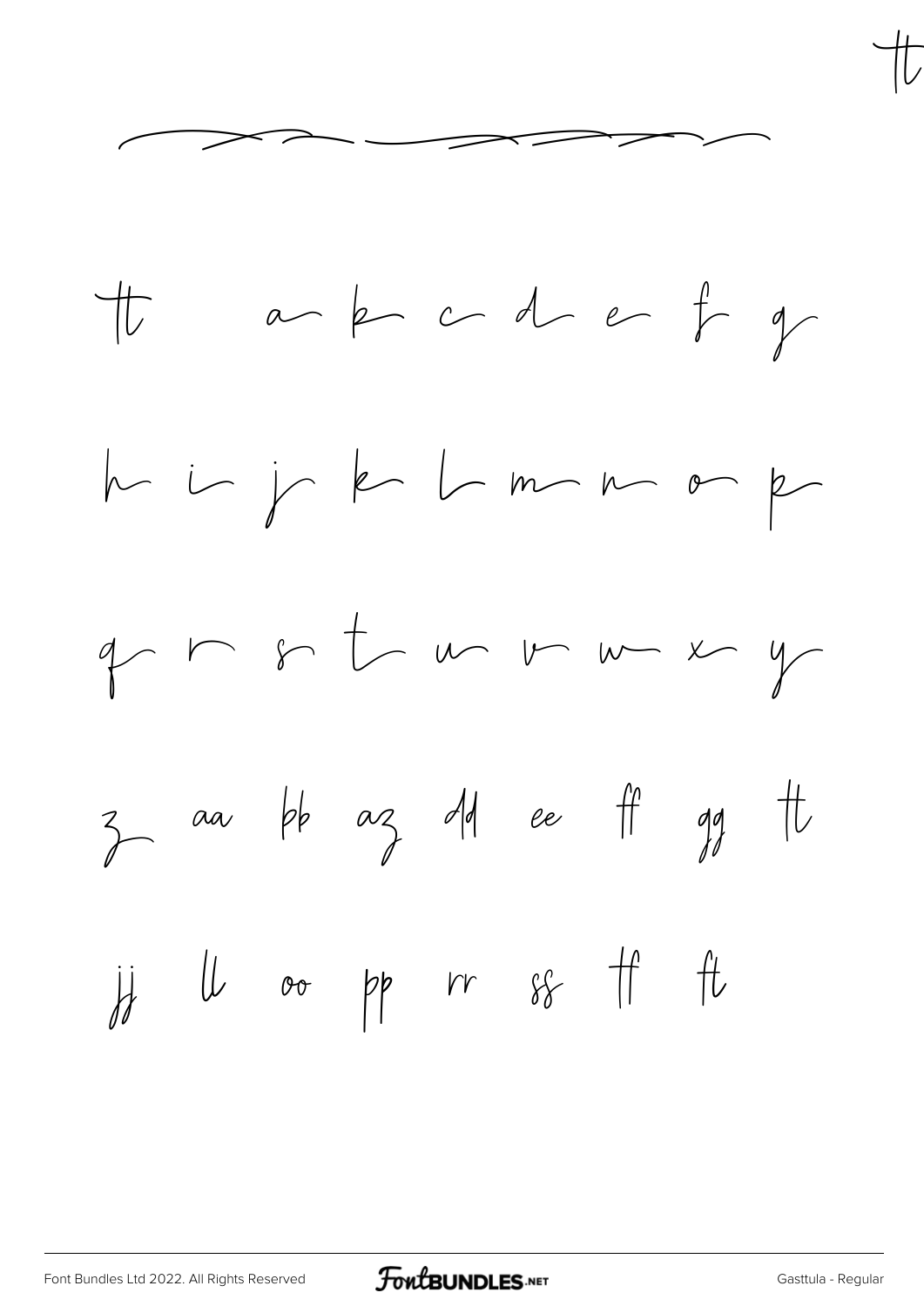tt

tt a b c d e f g

h i j k l m n o p

q r s t u v w x y

z aa bb az dd ee ff gg tt

jj ll oo pp rr ss tf ft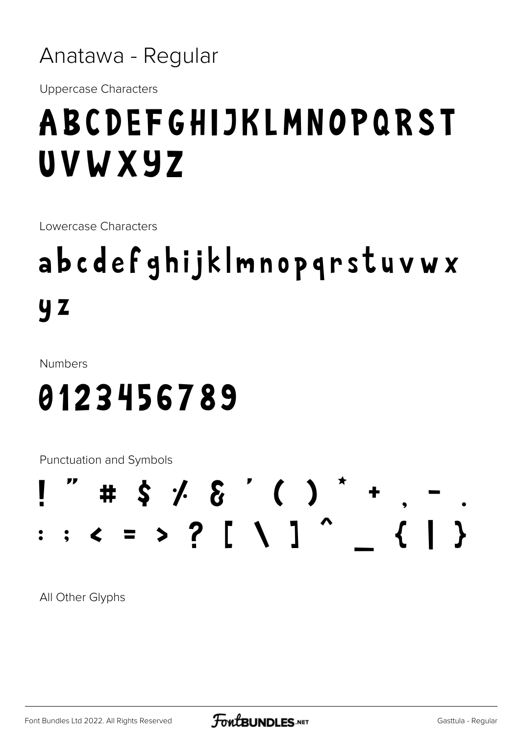# Anatawa - Regular

Uppercase Characters

ABCDEFGHIJKLMNOPQRST
UVWXYZ

Lowercase Characters

abcdefghijklmnopqrstuvwx
yz

Numbers

0123456789

Punctuation and Symbols

! " # $ % & ' ( ) * + , - .
: ; < = > ? [ \ ] ^ _ { | }

All Other Glyphs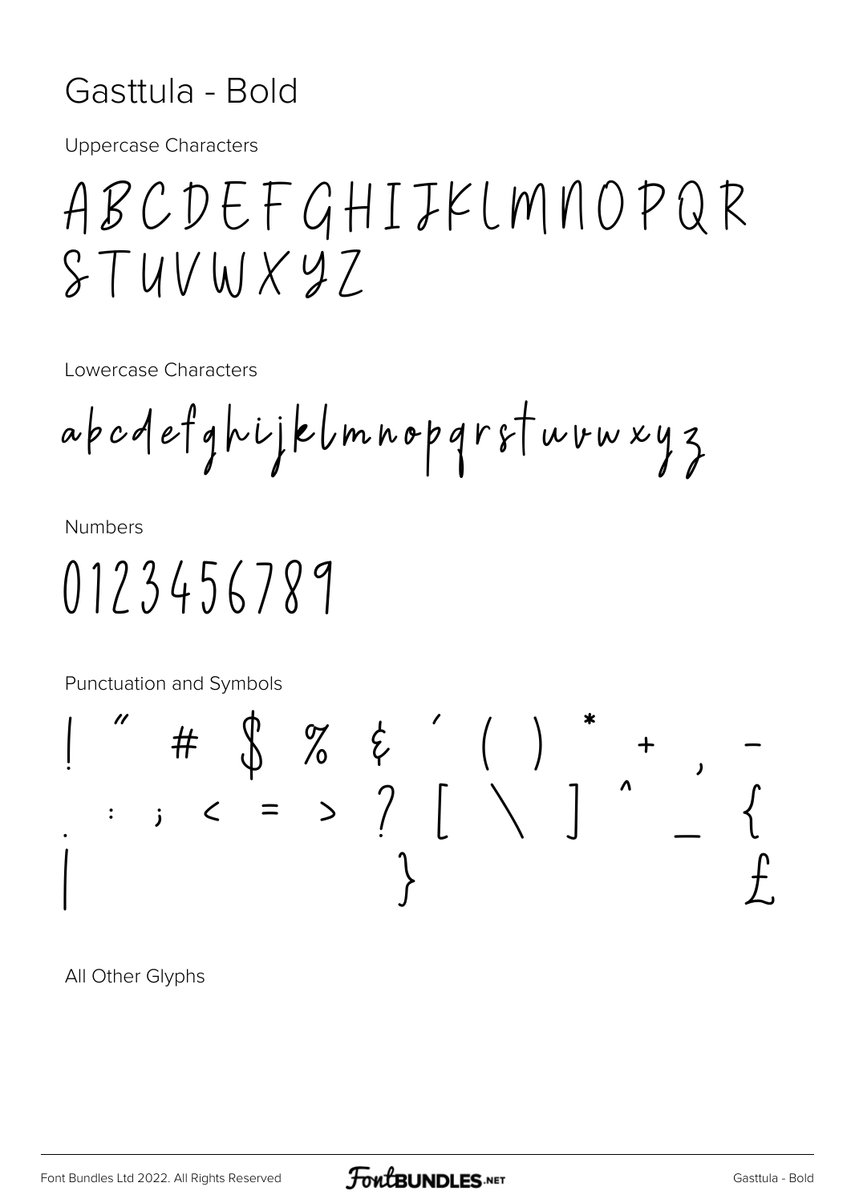# Gasttula - Bold

Uppercase Characters

ABCDEFGHIJKLMNOPQR
STUVWXYZ

Lowercase Characters

abcdefghijklmnopqrstuvwxyz

Numbers

0123456789

Punctuation and Symbols

! " # $ % & ' ( ) * + , -
. : ; < = > ? [ \ ] ^ _ {
| } £

All Other Glyphs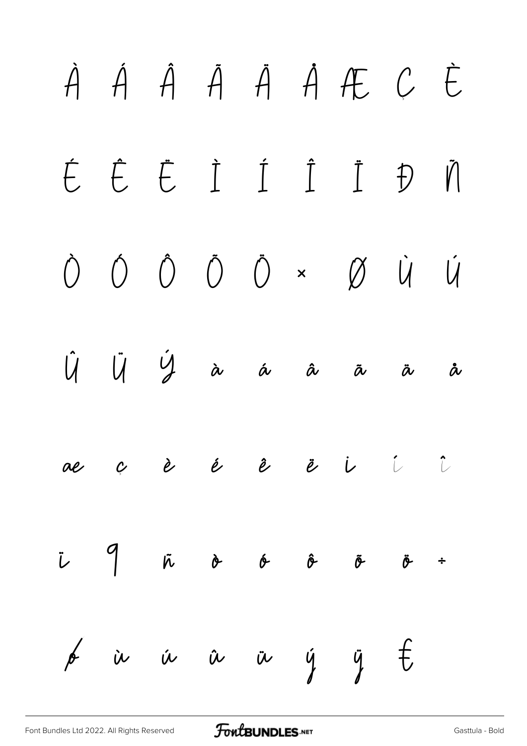À Á Â Ã Ä Å Æ Ç È

É Ê Ë Ì Í Î Ï Đ Ñ

Ò Ó Ô Õ Ö × Ø Ù Ú

Û Ü Ý à á â ã ä å

æ ç è é ê ë ì í î

ï ð ñ ò ó ô õ ö ÷

ø ù ú û ü ý ÿ Ŧ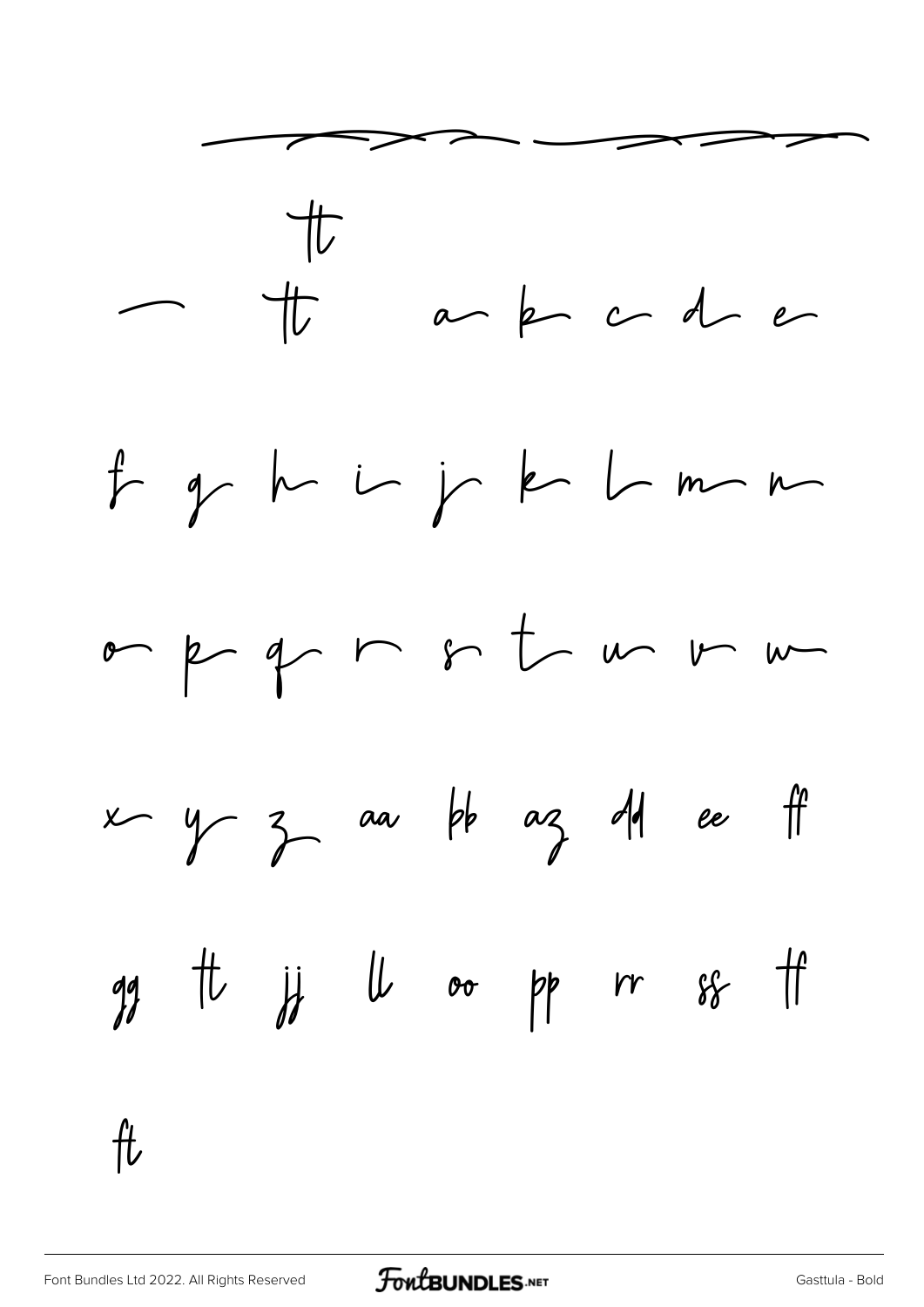tt

— tt a b c d e

f g h i j k l m n

o p q r s t u v w

x y z aa bb az dd ee ff

gg tt jj ll oo pp rr ss tf

ft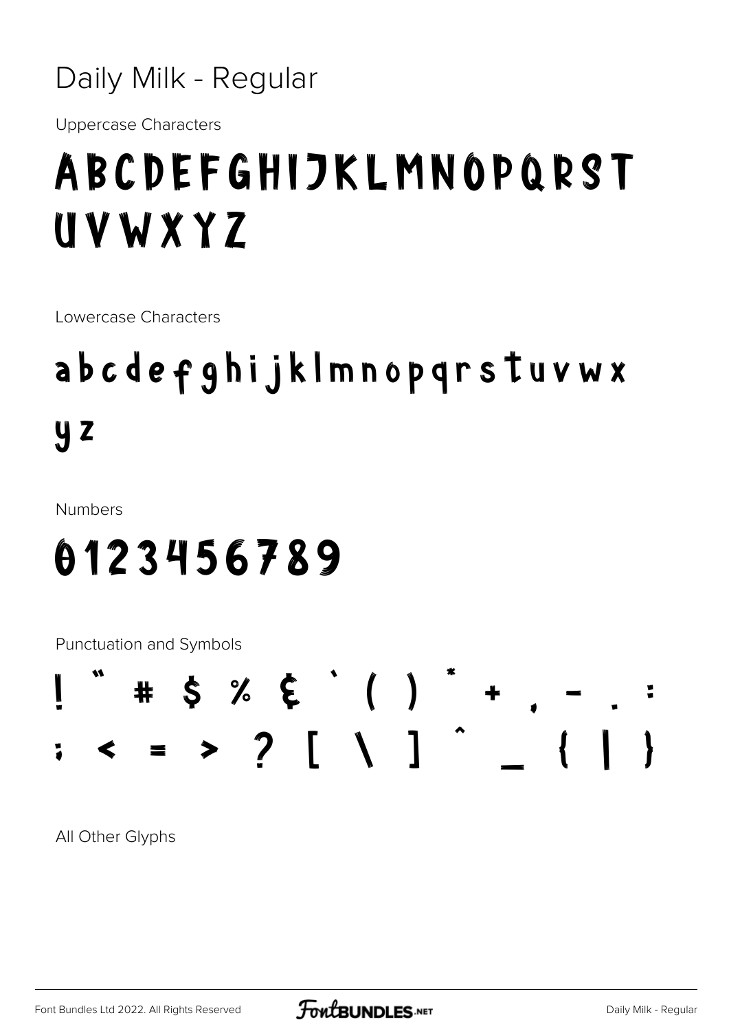# Daily Milk - Regular

Uppercase Characters

ABCDEFGHIJKLMNOPQRST UVWXYZ

Lowercase Characters

abcdefghijklmnopqrstuvwx yz

Numbers

0123456789

Punctuation and Symbols

! " # $ % & ' ( ) * + , - . : ; < = > ? [ \ ] ^ _ { | }

All Other Glyphs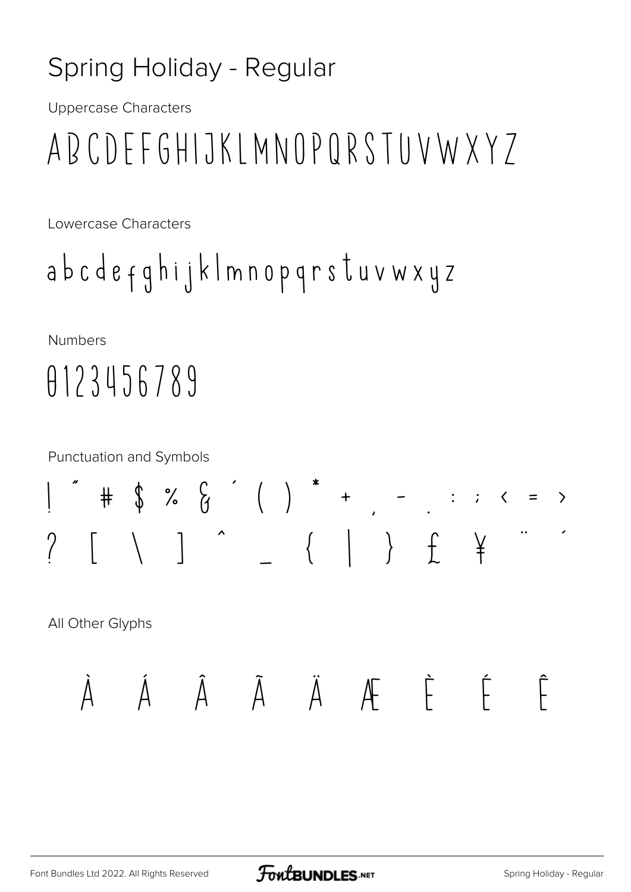# Spring Holiday - Regular

Uppercase Characters

ABCDEFGHIJKLMNOPQRSTUVWXYZ

Lowercase Characters

abcdefghijklmnopqrstuvwxyz

Numbers

0123456789

Punctuation and Symbols

! " # $ % & ' ( ) * + , - . : ; < = >

? [ \ ] ^ _ { | } £ ¥ ¨ ´

All Other Glyphs

À Á Â Ã Ä Æ È É Ê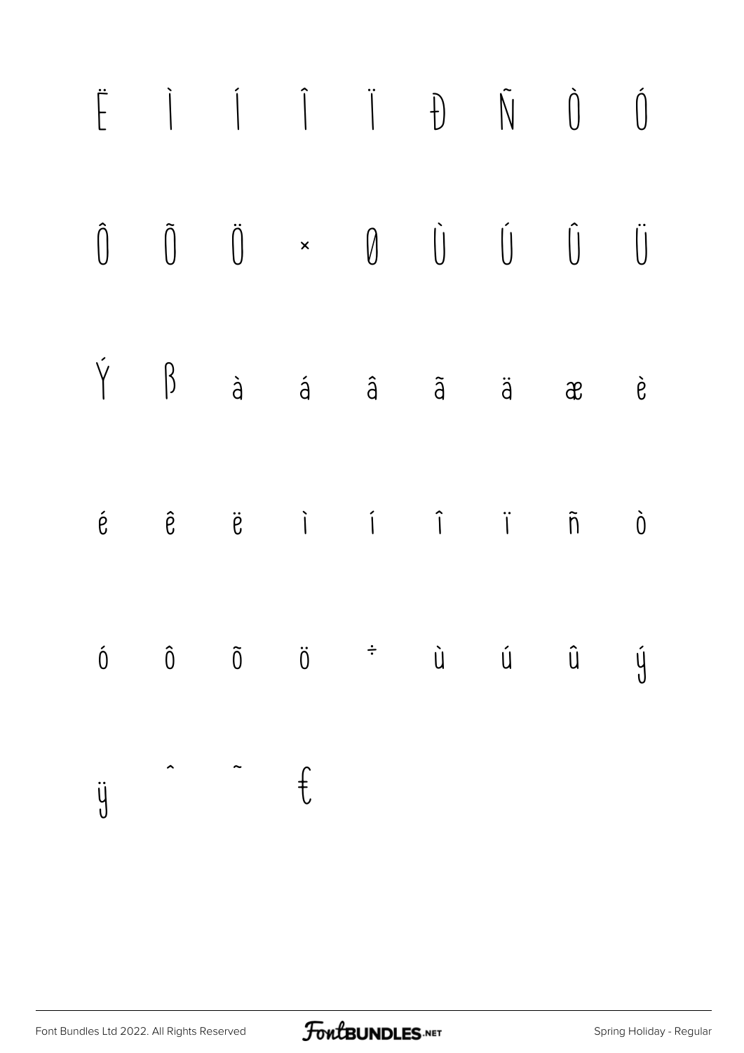Ë Ì Í Î Ï Đ Ñ Ò Ó

Ô Õ Ö × Ø Ù Ú Û Ü

Ý ß à á â ã ä æ è

é ê ë ì í î ï ñ ò

ó ô õ ö ÷ ù ú û ý

ÿ ˆ ˜ €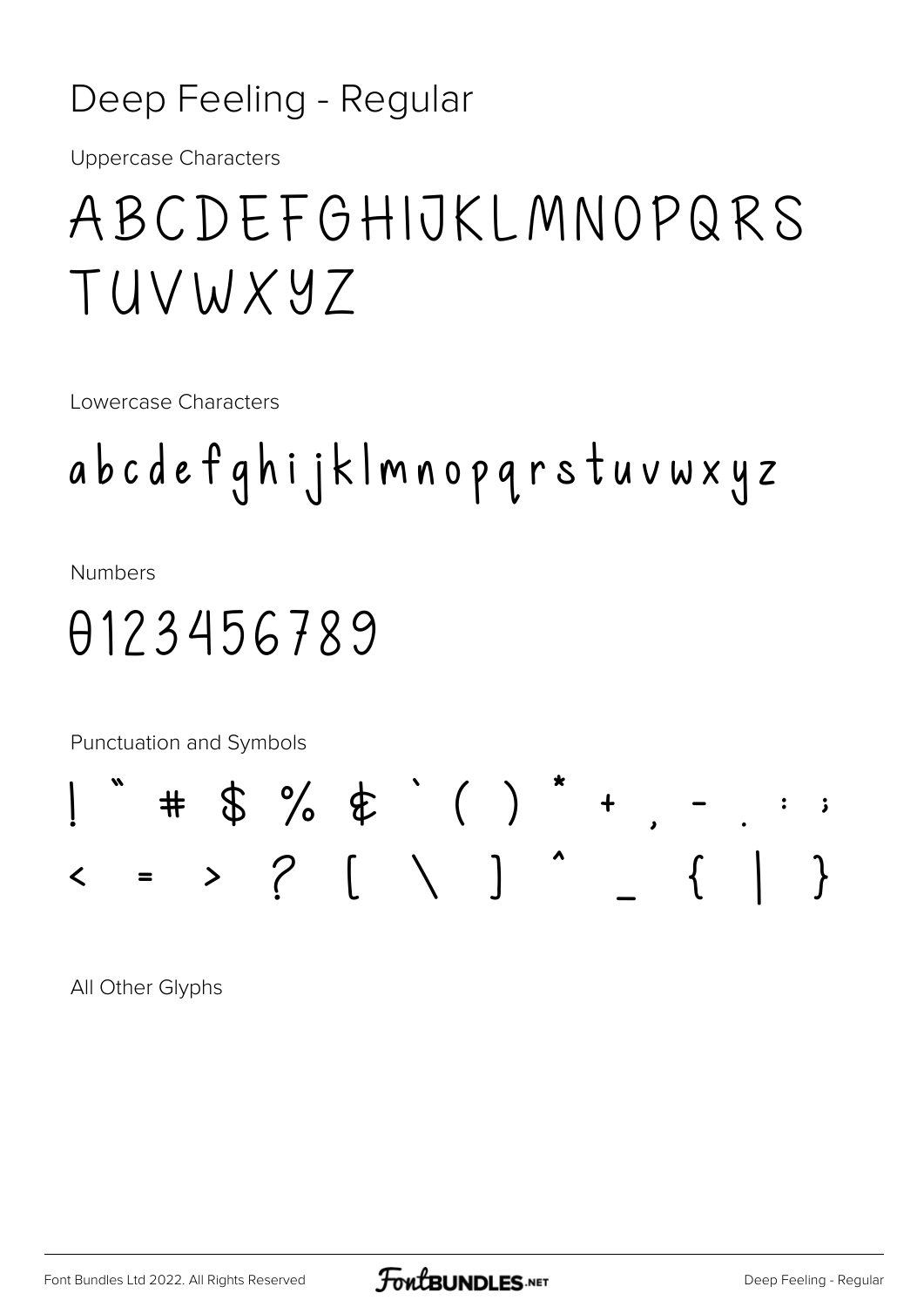# Deep Feeling - Regular

Uppercase Characters

ABCDEFGHIJKLMNOPQRS
TUVWXYZ

Lowercase Characters

abcdefghijklmnopqrstuvwxyz

Numbers

0123456789

Punctuation and Symbols

! " # $ % & ` ( ) * + , - . : ;
< = > ? [ \ ] ^ _ { | }

All Other Glyphs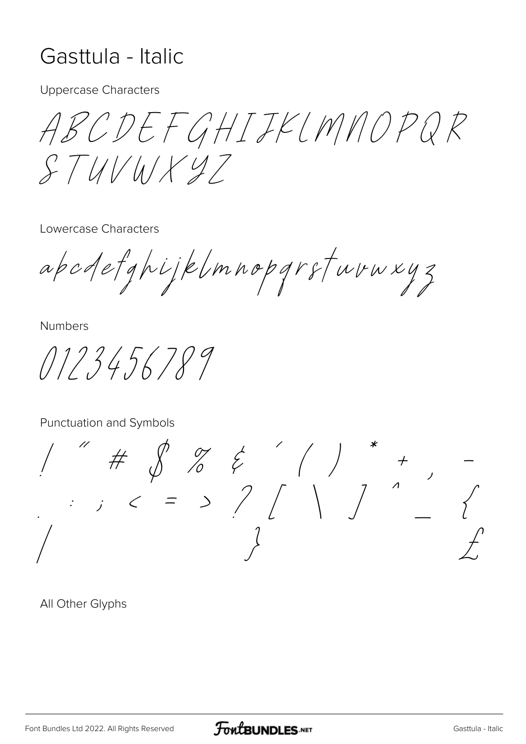# Gasttula - Italic

Uppercase Characters

ABCDEFGHIJKLMNOPQR
STUVWXYZ

Lowercase Characters

abcdefghijklmnopqrstuvwxyz

Numbers

0123456789

Punctuation and Symbols

! " # $ % & ' ( ) * + , -
. : ; < = > ? [ \ ] ^ _ {
| } £

All Other Glyphs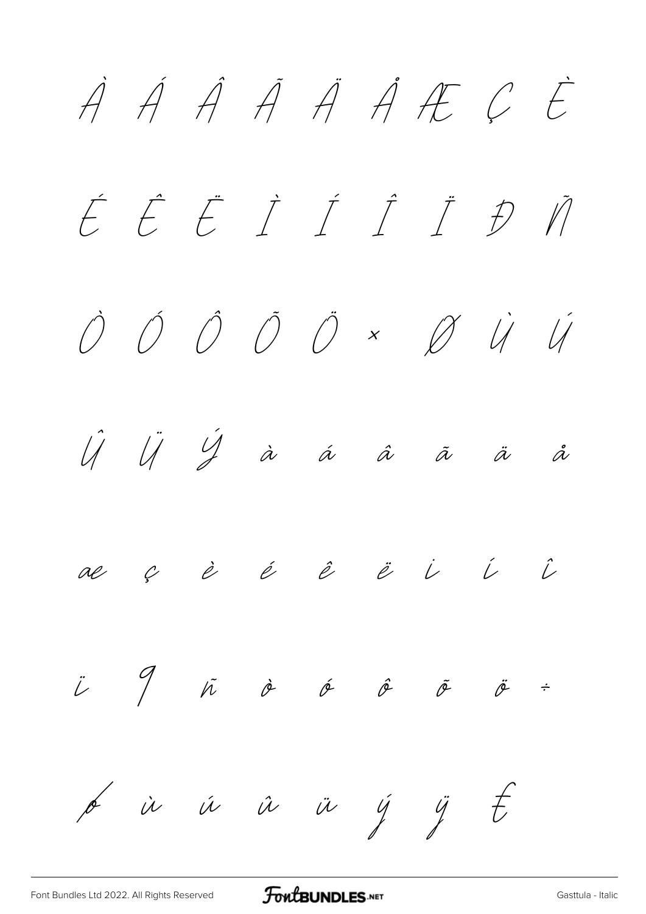À Á Â Ã Ä Å Æ Ç È

É Ê Ë Ì Í Î Ï Đ Ñ

Ò Ó Ô Õ Ö × Ø Ù Ú

Û Ü Ý à á â ã ä å

æ ç è é ê ë ì í î

ï ð ñ ò ó ô õ ö ÷

ø ù ú û ü ý ÿ Ŧ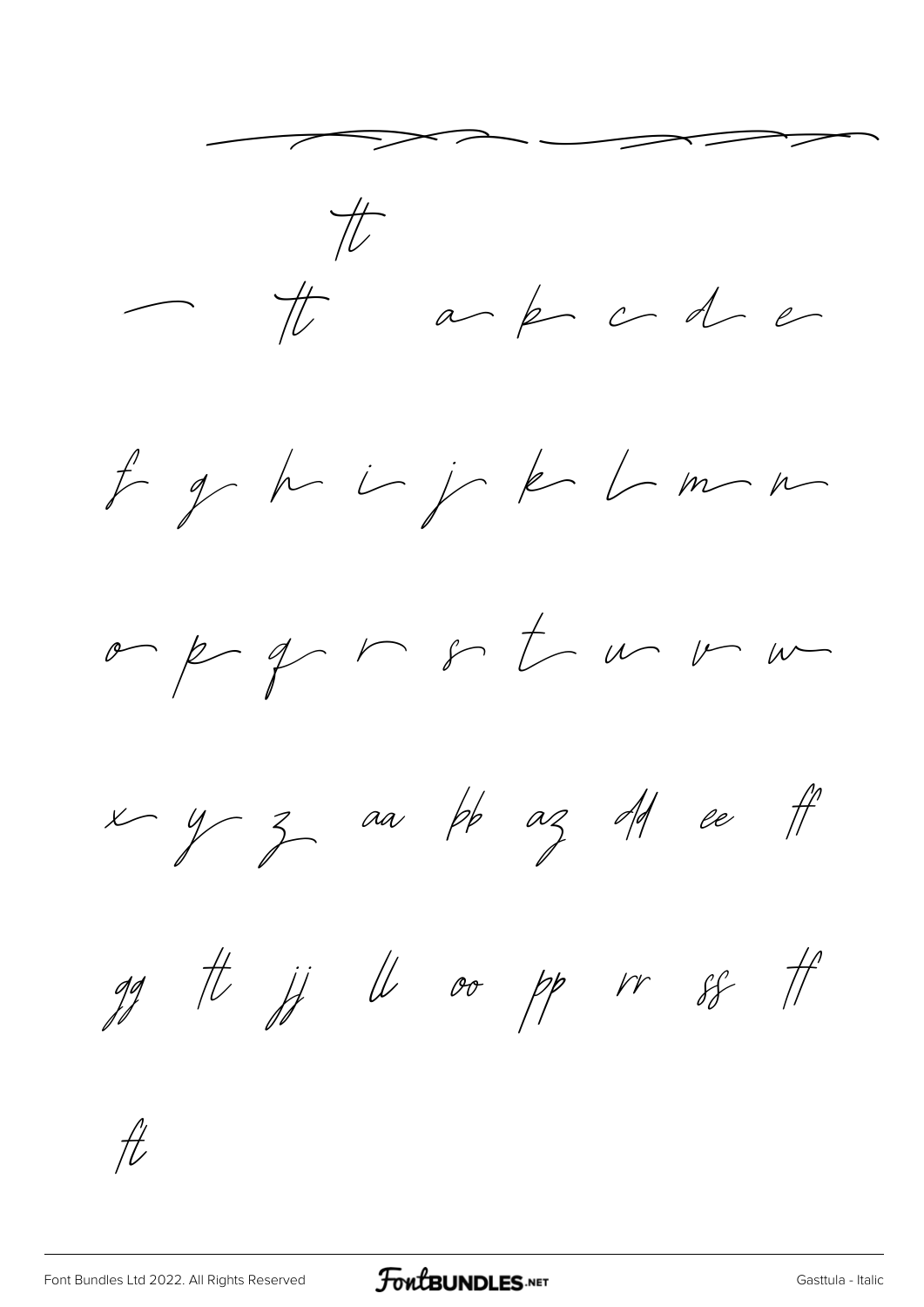tt

– tt a b c d e

f g h i j k l m n

o p q r s t u v w

x y z aa bb az dd ee ff

gg tt jj ll oo pp rr ss ff

ft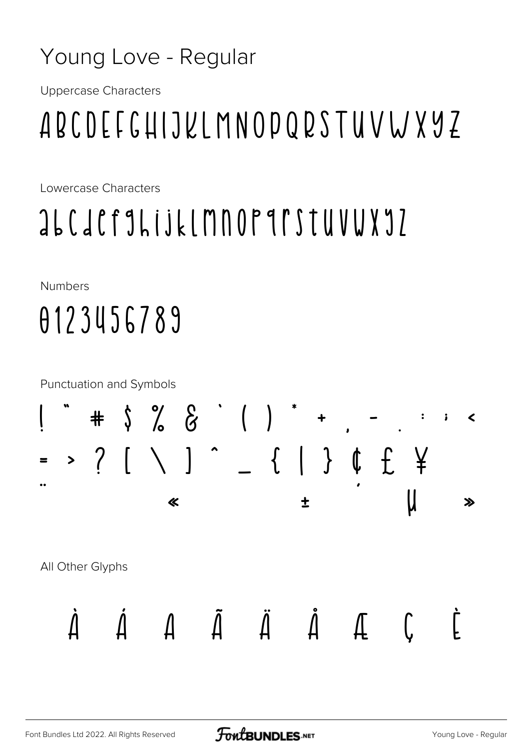# Young Love - Regular

Uppercase Characters

ABCDEFGHIJKLMNOPQRSTUVWXYZ

Lowercase Characters

abcdefghijklmnopqrstuvwxyz

Numbers

0123456789

Punctuation and Symbols

! " # $ % & ' ( ) * + , - . : ; <

= > ? [ \ ] ^ _ { | } ¢ £ ¥

¨ « ± ´ µ »

All Other Glyphs

À Á Â Ã Ä Å Æ Ç È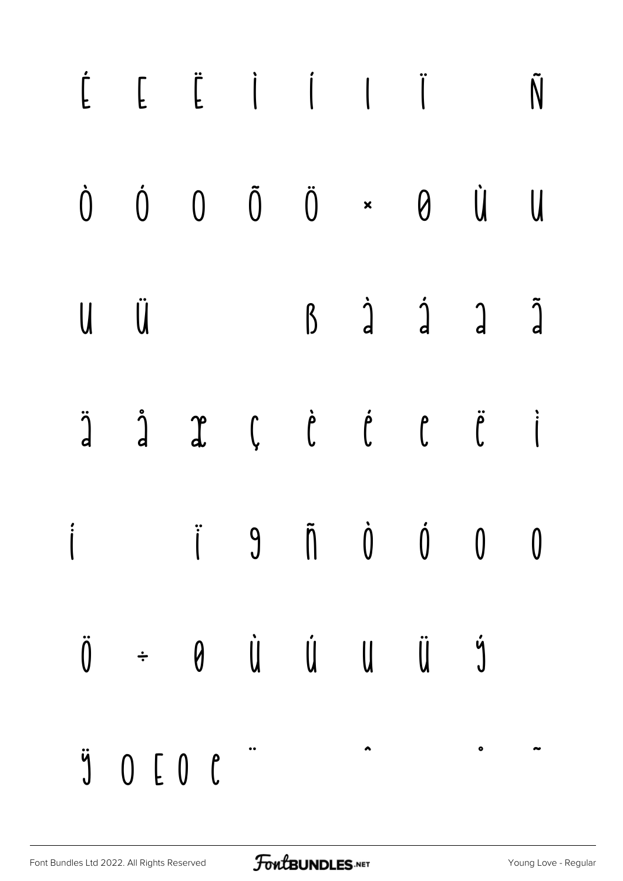É Ê Ë Ì Í Î Ï Ñ

Ò Ó Ô Õ Ö × Ø Ù Ú

Û Ü ß à á â ã

ä å æ ç è é ê ë ì

í î ï ð ñ ò ó ô õ

ö ÷ ø ù ú û ü ý

ÿ Œ Œ œ œ ¨ ˆ ˚ ˜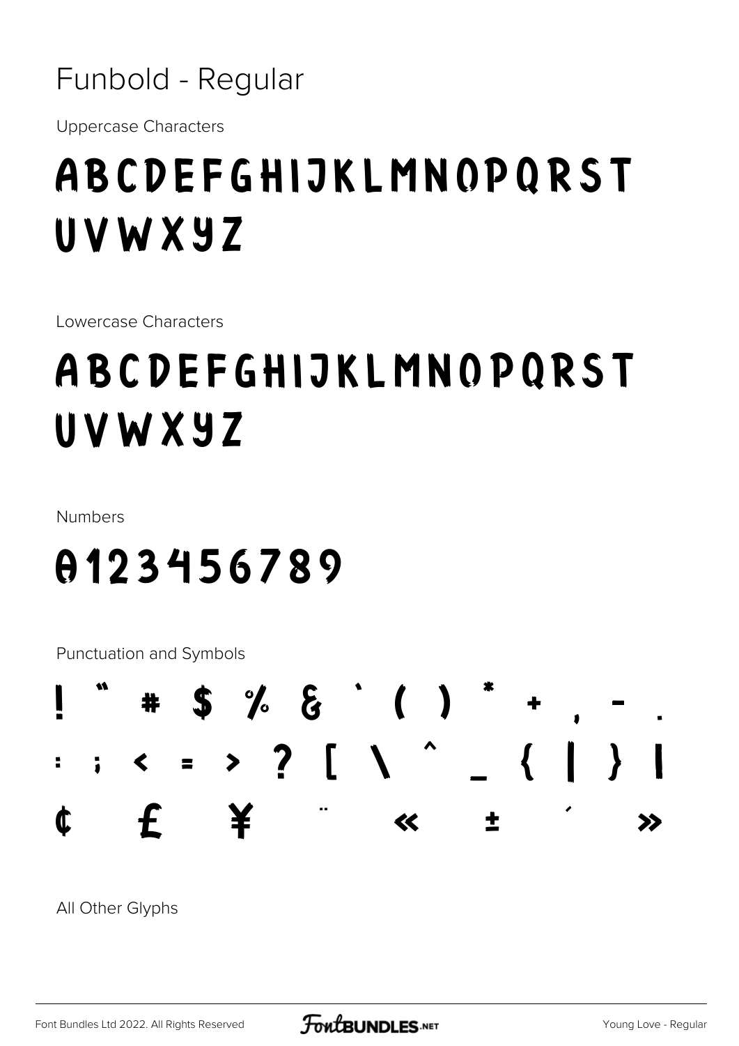# Funbold - Regular

Uppercase Characters

ABCDEFGHIJKLMNOPQRST
UVWXYZ

Lowercase Characters

ABCDEFGHIJKLMNOPQRST
UVWXYZ

Numbers

0123456789

Punctuation and Symbols

! " # $ % & ' ( ) * + , - .
: ; < = > ? [ \ ^ _ { | } ¡
¢ £ ¥ ¨ « ± ´ »

All Other Glyphs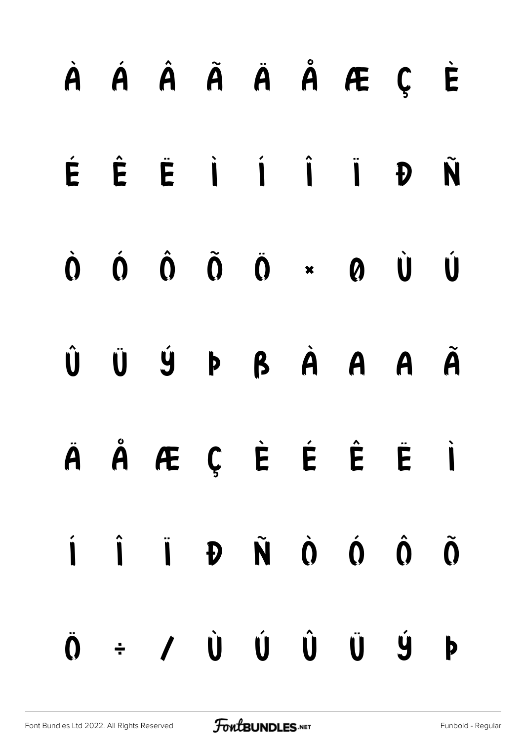À Á Â Ã Ä Å Æ Ç È

É Ê Ë Ì Í Î Ï Ð Ñ

Ò Ó Ô Õ Ö × Ø Ù Ú

Û Ü Ý Þ ß à á â ã

ä å æ ç è é ê ë ì

í î ï ð ñ ò ó ô õ

ö ÷ ø ù ú û ü ý þ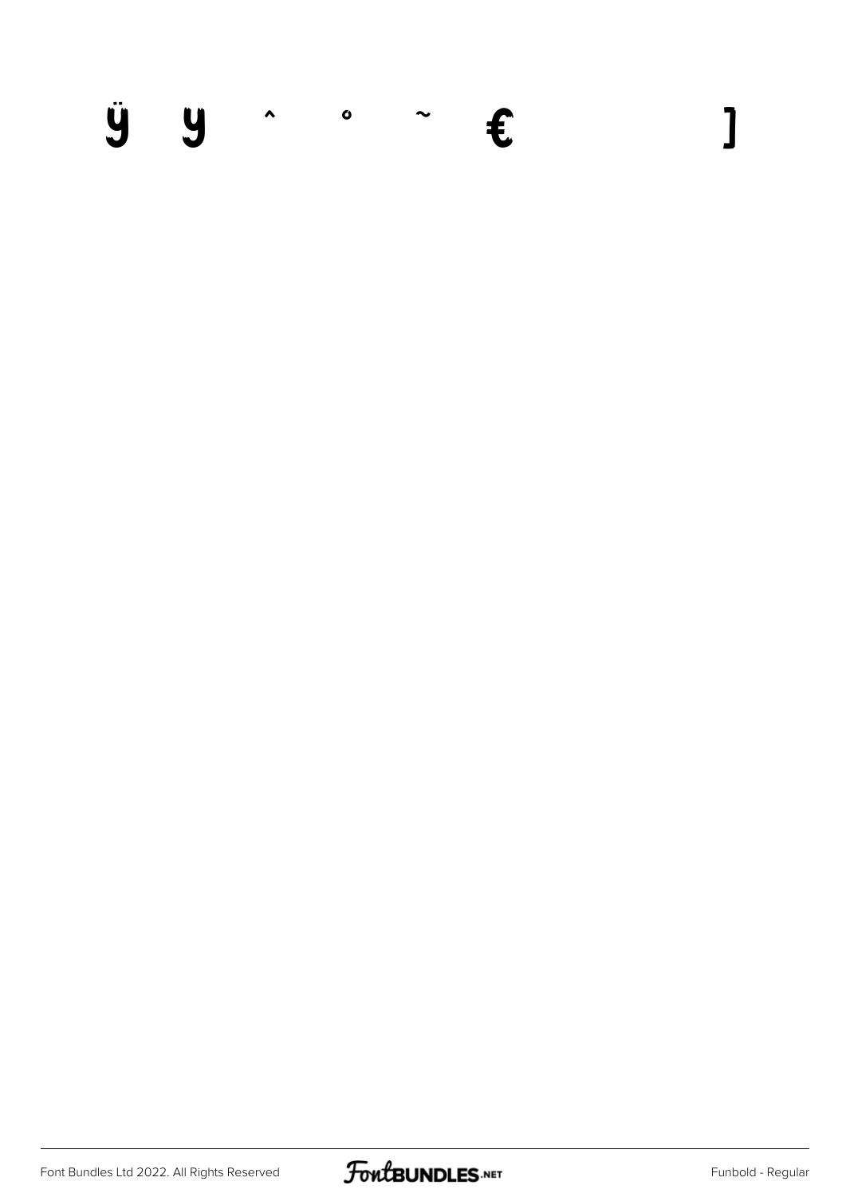ÿ y ˆ ˚ ˜ € ]